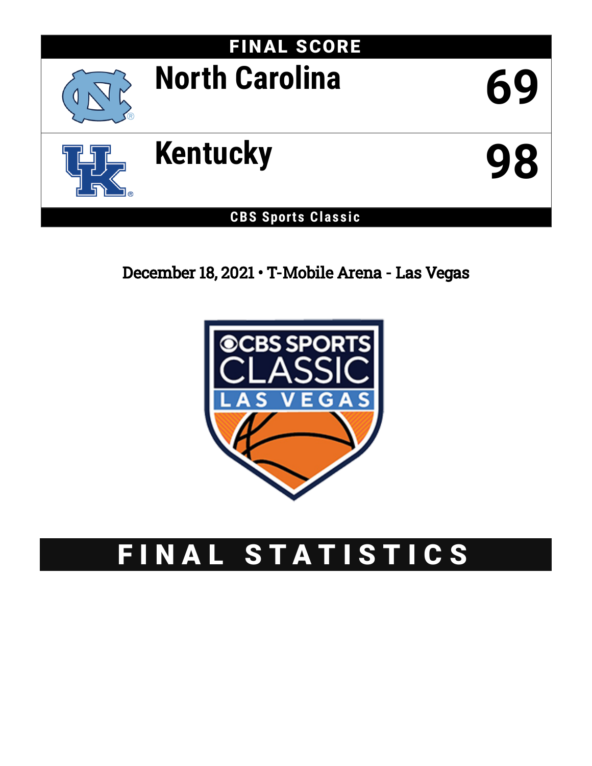# FINAL SCORE

| | |
|---|---|
| North Carolina | 69 |
| Kentucky | 98 |

**CBS Sports Classic**

December 18, 2021 • T-Mobile Arena - Las Vegas

# FINAL STATISTICS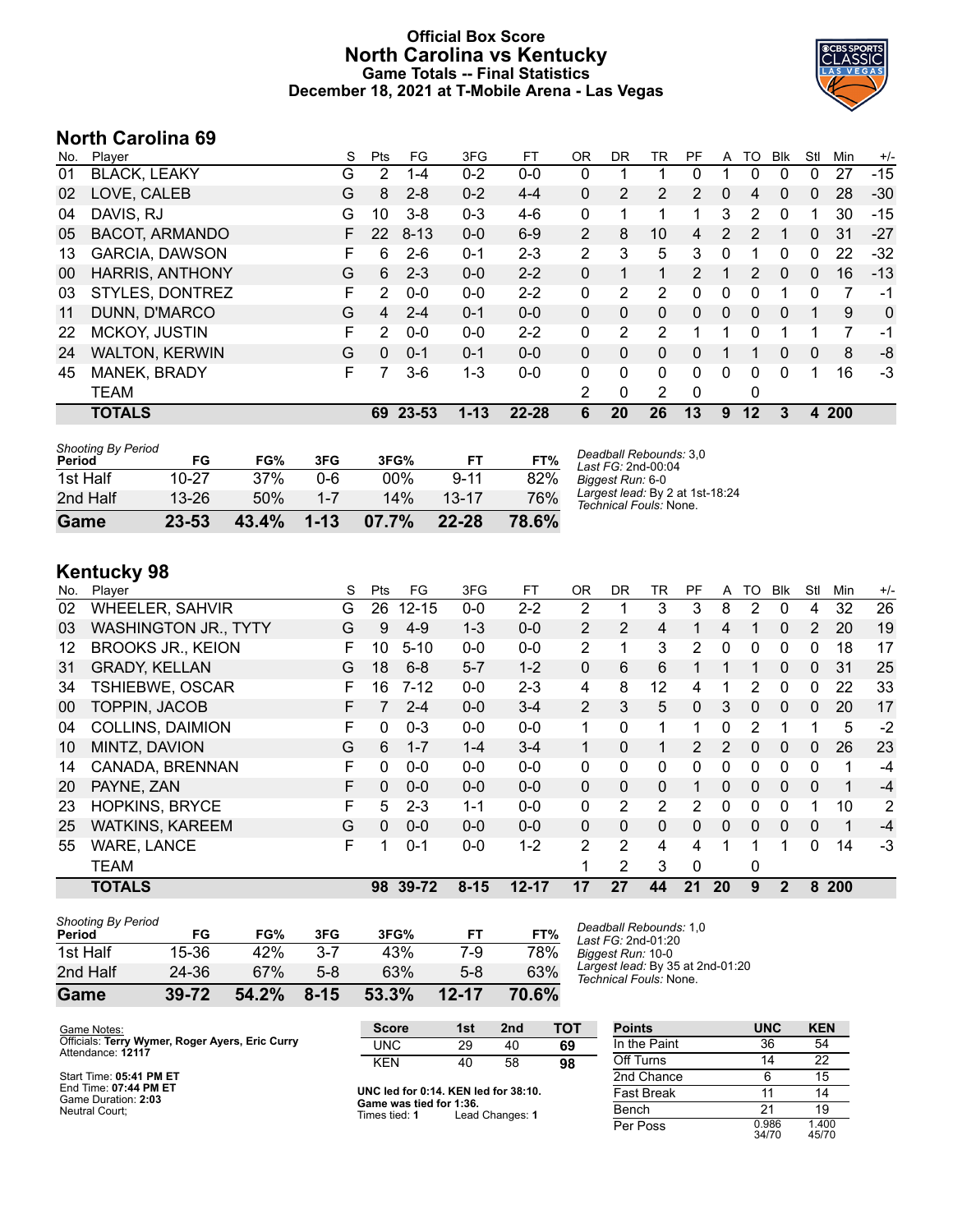# Official Box Score
## North Carolina vs Kentucky
### Game Totals -- Final Statistics
### December 18, 2021 at T-Mobile Arena - Las Vegas

## North Carolina 69

| No. | Player | S | Pts | FG | 3FG | FT | OR | DR | TR | PF | A | TO | Blk | Stl | Min | +/- |
|---|---|---|---|---|---|---|---|---|---|---|---|---|---|---|---|---|
| 01 | BLACK, LEAKY | G | 2 | 1-4 | 0-2 | 0-0 | 0 | 1 | 1 | 0 | 1 | 0 | 0 | 0 | 27 | -15 |
| 02 | LOVE, CALEB | G | 8 | 2-8 | 0-2 | 4-4 | 0 | 2 | 2 | 2 | 0 | 4 | 0 | 0 | 28 | -30 |
| 04 | DAVIS, RJ | G | 10 | 3-8 | 0-3 | 4-6 | 0 | 1 | 1 | 1 | 3 | 2 | 0 | 1 | 30 | -15 |
| 05 | BACOT, ARMANDO | F | 22 | 8-13 | 0-0 | 6-9 | 2 | 8 | 10 | 4 | 2 | 2 | 1 | 0 | 31 | -27 |
| 13 | GARCIA, DAWSON | F | 6 | 2-6 | 0-1 | 2-3 | 2 | 3 | 5 | 3 | 0 | 1 | 0 | 0 | 22 | -32 |
| 00 | HARRIS, ANTHONY | G | 6 | 2-3 | 0-0 | 2-2 | 0 | 1 | 1 | 2 | 1 | 2 | 0 | 0 | 16 | -13 |
| 03 | STYLES, DONTREZ | F | 2 | 0-0 | 0-0 | 2-2 | 0 | 2 | 2 | 0 | 0 | 0 | 1 | 0 | 7 | -1 |
| 11 | DUNN, D'MARCO | G | 4 | 2-4 | 0-1 | 0-0 | 0 | 0 | 0 | 0 | 0 | 0 | 0 | 1 | 9 | 0 |
| 22 | MCKOY, JUSTIN | F | 2 | 0-0 | 0-0 | 2-2 | 0 | 2 | 2 | 1 | 1 | 0 | 1 | 1 | 7 | -1 |
| 24 | WALTON, KERWIN | G | 0 | 0-1 | 0-1 | 0-0 | 0 | 0 | 0 | 0 | 1 | 1 | 0 | 0 | 8 | -8 |
| 45 | MANEK, BRADY | F | 7 | 3-6 | 1-3 | 0-0 | 0 | 0 | 0 | 0 | 0 | 0 | 0 | 1 | 16 | -3 |
| | TEAM | | | | | | 2 | 0 | 2 | 0 | | 0 | | | | |
| | **TOTALS** | | **69** | **23-53** | **1-13** | **22-28** | **6** | **20** | **26** | **13** | **9** | **12** | **3** | **4** | **200** | |

| Shooting By Period Period | FG | FG% | 3FG | 3FG% | FT | FT% |
|---|---|---|---|---|---|---|
| 1st Half | 10-27 | 37% | 0-6 | 00% | 9-11 | 82% |
| 2nd Half | 13-26 | 50% | 1-7 | 14% | 13-17 | 76% |
| **Game** | **23-53** | **43.4%** | **1-13** | **07.7%** | **22-28** | **78.6%** |

*Deadball Rebounds:* 3,0
*Last FG:* 2nd-00:04
*Biggest Run:* 6-0
*Largest lead:* By 2 at 1st-18:24
*Technical Fouls:* None.

## Kentucky 98

| No. | Player | S | Pts | FG | 3FG | FT | OR | DR | TR | PF | A | TO | Blk | Stl | Min | +/- |
|---|---|---|---|---|---|---|---|---|---|---|---|---|---|---|---|---|
| 02 | WHEELER, SAHVIR | G | 26 | 12-15 | 0-0 | 2-2 | 2 | 1 | 3 | 3 | 8 | 2 | 0 | 4 | 32 | 26 |
| 03 | WASHINGTON JR., TYTY | G | 9 | 4-9 | 1-3 | 0-0 | 2 | 2 | 4 | 1 | 4 | 1 | 0 | 2 | 20 | 19 |
| 12 | BROOKS JR., KEION | F | 10 | 5-10 | 0-0 | 0-0 | 2 | 1 | 3 | 2 | 0 | 0 | 0 | 0 | 18 | 17 |
| 31 | GRADY, KELLAN | G | 18 | 6-8 | 5-7 | 1-2 | 0 | 6 | 6 | 1 | 1 | 1 | 0 | 0 | 31 | 25 |
| 34 | TSHIEBWE, OSCAR | F | 16 | 7-12 | 0-0 | 2-3 | 4 | 8 | 12 | 4 | 1 | 2 | 0 | 0 | 22 | 33 |
| 00 | TOPPIN, JACOB | F | 7 | 2-4 | 0-0 | 3-4 | 2 | 3 | 5 | 0 | 3 | 0 | 0 | 0 | 20 | 17 |
| 04 | COLLINS, DAIMION | F | 0 | 0-3 | 0-0 | 0-0 | 1 | 0 | 1 | 1 | 0 | 2 | 1 | 1 | 5 | -2 |
| 10 | MINTZ, DAVION | G | 6 | 1-7 | 1-4 | 3-4 | 1 | 0 | 1 | 2 | 2 | 0 | 0 | 0 | 26 | 23 |
| 14 | CANADA, BRENNAN | F | 0 | 0-0 | 0-0 | 0-0 | 0 | 0 | 0 | 0 | 0 | 0 | 0 | 0 | 1 | -4 |
| 20 | PAYNE, ZAN | F | 0 | 0-0 | 0-0 | 0-0 | 0 | 0 | 0 | 1 | 0 | 0 | 0 | 0 | 1 | -4 |
| 23 | HOPKINS, BRYCE | F | 5 | 2-3 | 1-1 | 0-0 | 0 | 2 | 2 | 2 | 0 | 0 | 0 | 1 | 10 | 2 |
| 25 | WATKINS, KAREEM | G | 0 | 0-0 | 0-0 | 0-0 | 0 | 0 | 0 | 0 | 0 | 0 | 0 | 0 | 1 | -4 |
| 55 | WARE, LANCE | F | 1 | 0-1 | 0-0 | 1-2 | 2 | 2 | 4 | 4 | 1 | 1 | 1 | 0 | 14 | -3 |
| | TEAM | | | | | | 1 | 2 | 3 | 0 | | 0 | | | | |
| | **TOTALS** | | **98** | **39-72** | **8-15** | **12-17** | **17** | **27** | **44** | **21** | **20** | **9** | **2** | **8** | **200** | |

| Shooting By Period Period | FG | FG% | 3FG | 3FG% | FT | FT% |
|---|---|---|---|---|---|---|
| 1st Half | 15-36 | 42% | 3-7 | 43% | 7-9 | 78% |
| 2nd Half | 24-36 | 67% | 5-8 | 63% | 5-8 | 63% |
| **Game** | **39-72** | **54.2%** | **8-15** | **53.3%** | **12-17** | **70.6%** |

*Deadball Rebounds:* 1,0
*Last FG:* 2nd-01:20
*Biggest Run:* 10-0
*Largest lead:* By 35 at 2nd-01:20
*Technical Fouls:* None.

Game Notes:
Officials: **Terry Wymer, Roger Ayers, Eric Curry**
Attendance: **12117**

Start Time: **05:41 PM ET**
End Time: **07:44 PM ET**
Game Duration: **2:03**
Neutral Court;

| Score | 1st | 2nd | TOT |
|---|---|---|---|
| UNC | 29 | 40 | **69** |
| KEN | 40 | 58 | **98** |

**UNC led for 0:14. KEN led for 38:10.**
**Game was tied for 1:36.**
Times tied: **1** Lead Changes: **1**

| Points | UNC | KEN |
|---|---|---|
| In the Paint | 36 | 54 |
| Off Turns | 14 | 22 |
| 2nd Chance | 6 | 15 |
| Fast Break | 11 | 14 |
| Bench | 21 | 19 |
| Per Poss | 0.986 34/70 | 1.400 45/70 |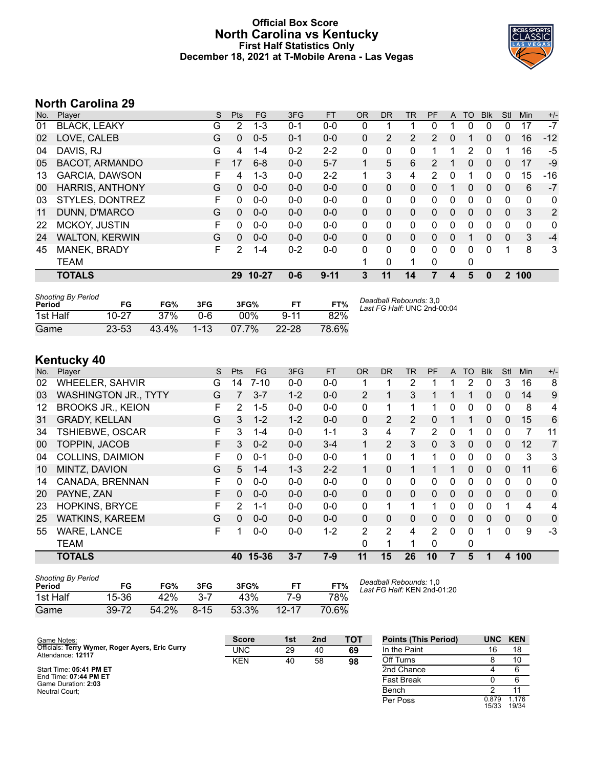# Official Box Score
## North Carolina vs Kentucky
### First Half Statistics Only
### December 18, 2021 at T-Mobile Arena - Las Vegas

## North Carolina 29

| No. | Player | S | Pts | FG | 3FG | FT | OR | DR | TR | PF | A | TO | Blk | Stl | Min | +/- |
|---|---|---|---|---|---|---|---|---|---|---|---|---|---|---|---|---|
| 01 | BLACK, LEAKY | G | 2 | 1-3 | 0-1 | 0-0 | 0 | 1 | 1 | 0 | 1 | 0 | 0 | 0 | 17 | -7 |
| 02 | LOVE, CALEB | G | 0 | 0-5 | 0-1 | 0-0 | 0 | 2 | 2 | 2 | 0 | 1 | 0 | 0 | 16 | -12 |
| 04 | DAVIS, RJ | G | 4 | 1-4 | 0-2 | 2-2 | 0 | 0 | 0 | 1 | 1 | 2 | 0 | 1 | 16 | -5 |
| 05 | BACOT, ARMANDO | F | 17 | 6-8 | 0-0 | 5-7 | 1 | 5 | 6 | 2 | 1 | 0 | 0 | 0 | 17 | -9 |
| 13 | GARCIA, DAWSON | F | 4 | 1-3 | 0-0 | 2-2 | 1 | 3 | 4 | 2 | 0 | 1 | 0 | 0 | 15 | -16 |
| 00 | HARRIS, ANTHONY | G | 0 | 0-0 | 0-0 | 0-0 | 0 | 0 | 0 | 0 | 1 | 0 | 0 | 0 | 6 | -7 |
| 03 | STYLES, DONTREZ | F | 0 | 0-0 | 0-0 | 0-0 | 0 | 0 | 0 | 0 | 0 | 0 | 0 | 0 | 0 | 0 |
| 11 | DUNN, D'MARCO | G | 0 | 0-0 | 0-0 | 0-0 | 0 | 0 | 0 | 0 | 0 | 0 | 0 | 0 | 3 | 2 |
| 22 | MCKOY, JUSTIN | F | 0 | 0-0 | 0-0 | 0-0 | 0 | 0 | 0 | 0 | 0 | 0 | 0 | 0 | 0 | 0 |
| 24 | WALTON, KERWIN | G | 0 | 0-0 | 0-0 | 0-0 | 0 | 0 | 0 | 0 | 0 | 1 | 0 | 0 | 3 | -4 |
| 45 | MANEK, BRADY | F | 2 | 1-4 | 0-2 | 0-0 | 0 | 0 | 0 | 0 | 0 | 0 | 0 | 1 | 8 | 3 |
| | TEAM | | | | | | 1 | 0 | 1 | 0 | | 0 | | | | |
| | **TOTALS** | | **29** | **10-27** | **0-6** | **9-11** | **3** | **11** | **14** | **7** | **4** | **5** | **0** | **2** | **100** | |

| *Shooting By Period* Period | FG | FG% | 3FG | 3FG% | FT | FT% |
|---|---|---|---|---|---|---|
| 1st Half | 10-27 | 37% | 0-6 | 00% | 9-11 | 82% |
| Game | 23-53 | 43.4% | 1-13 | 07.7% | 22-28 | 78.6% |

*Deadball Rebounds:* 3,0
*Last FG Half:* UNC 2nd-00:04

## Kentucky 40

| No. | Player | S | Pts | FG | 3FG | FT | OR | DR | TR | PF | A | TO | Blk | Stl | Min | +/- |
|---|---|---|---|---|---|---|---|---|---|---|---|---|---|---|---|---|
| 02 | WHEELER, SAHVIR | G | 14 | 7-10 | 0-0 | 0-0 | 1 | 1 | 2 | 1 | 1 | 2 | 0 | 3 | 16 | 8 |
| 03 | WASHINGTON JR., TYTY | G | 7 | 3-7 | 1-2 | 0-0 | 2 | 1 | 3 | 1 | 1 | 1 | 0 | 0 | 14 | 9 |
| 12 | BROOKS JR., KEION | F | 2 | 1-5 | 0-0 | 0-0 | 0 | 1 | 1 | 1 | 0 | 0 | 0 | 0 | 8 | 4 |
| 31 | GRADY, KELLAN | G | 3 | 1-2 | 1-2 | 0-0 | 0 | 2 | 2 | 0 | 1 | 1 | 0 | 0 | 15 | 6 |
| 34 | TSHIEBWE, OSCAR | F | 3 | 1-4 | 0-0 | 1-1 | 3 | 4 | 7 | 2 | 0 | 1 | 0 | 0 | 7 | 11 |
| 00 | TOPPIN, JACOB | F | 3 | 0-2 | 0-0 | 3-4 | 1 | 2 | 3 | 0 | 3 | 0 | 0 | 0 | 12 | 7 |
| 04 | COLLINS, DAIMION | F | 0 | 0-1 | 0-0 | 0-0 | 1 | 0 | 1 | 1 | 0 | 0 | 0 | 0 | 3 | 3 |
| 10 | MINTZ, DAVION | G | 5 | 1-4 | 1-3 | 2-2 | 1 | 0 | 1 | 1 | 1 | 0 | 0 | 0 | 11 | 6 |
| 14 | CANADA, BRENNAN | F | 0 | 0-0 | 0-0 | 0-0 | 0 | 0 | 0 | 0 | 0 | 0 | 0 | 0 | 0 | 0 |
| 20 | PAYNE, ZAN | F | 0 | 0-0 | 0-0 | 0-0 | 0 | 0 | 0 | 0 | 0 | 0 | 0 | 0 | 0 | 0 |
| 23 | HOPKINS, BRYCE | F | 2 | 1-1 | 0-0 | 0-0 | 0 | 1 | 1 | 1 | 0 | 0 | 0 | 1 | 4 | 4 |
| 25 | WATKINS, KAREEM | G | 0 | 0-0 | 0-0 | 0-0 | 0 | 0 | 0 | 0 | 0 | 0 | 0 | 0 | 0 | 0 |
| 55 | WARE, LANCE | F | 1 | 0-0 | 0-0 | 1-2 | 2 | 2 | 4 | 2 | 0 | 0 | 1 | 0 | 9 | -3 |
| | TEAM | | | | | | 0 | 1 | 1 | 0 | | 0 | | | | |
| | **TOTALS** | | **40** | **15-36** | **3-7** | **7-9** | **11** | **15** | **26** | **10** | **7** | **5** | **1** | **4** | **100** | |

| *Shooting By Period* Period | FG | FG% | 3FG | 3FG% | FT | FT% |
|---|---|---|---|---|---|---|
| 1st Half | 15-36 | 42% | 3-7 | 43% | 7-9 | 78% |
| Game | 39-72 | 54.2% | 8-15 | 53.3% | 12-17 | 70.6% |

*Deadball Rebounds:* 1,0
*Last FG Half:* KEN 2nd-01:20

Game Notes:
Officials: **Terry Wymer, Roger Ayers, Eric Curry**
Attendance: **12117**

Start Time: **05:41 PM ET**
End Time: **07:44 PM ET**
Game Duration: **2:03**
Neutral Court;

| Score | 1st | 2nd | TOT |
|---|---|---|---|
| UNC | 29 | 40 | **69** |
| KEN | 40 | 58 | **98** |

| Points (This Period) | UNC | KEN |
|---|---|---|
| In the Paint | 16 | 18 |
| Off Turns | 8 | 10 |
| 2nd Chance | 4 | 6 |
| Fast Break | 0 | 6 |
| Bench | 2 | 11 |
| Per Poss | 0.879 15/33 | 1.176 19/34 |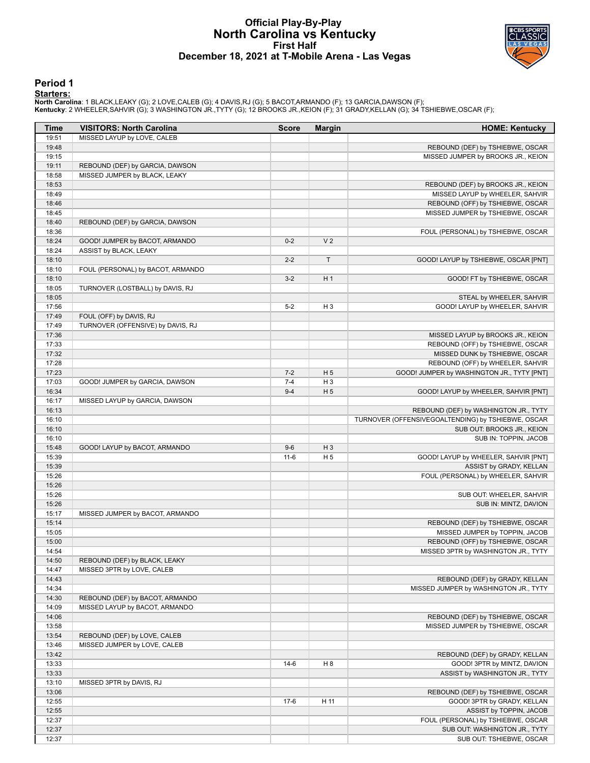# Official Play-By-Play
## North Carolina vs Kentucky
### First Half
### December 18, 2021 at T-Mobile Arena - Las Vegas

## Period 1

**Starters:**

**North Carolina**: 1 BLACK,LEAKY (G); 2 LOVE,CALEB (G); 4 DAVIS,RJ (G); 5 BACOT,ARMANDO (F); 13 GARCIA,DAWSON (F);
**Kentucky**: 2 WHEELER,SAHVIR (G); 3 WASHINGTON JR.,TYTY (G); 12 BROOKS JR.,KEION (F); 31 GRADY,KELLAN (G); 34 TSHIEBWE,OSCAR (F);

| Time | VISITORS: North Carolina | Score | Margin | HOME: Kentucky |
|---|---|---|---|---|
| 19:51 | MISSED LAYUP by LOVE, CALEB | | | |
| 19:48 | | | | REBOUND (DEF) by TSHIEBWE, OSCAR |
| 19:15 | | | | MISSED JUMPER by BROOKS JR., KEION |
| 19:11 | REBOUND (DEF) by GARCIA, DAWSON | | | |
| 18:58 | MISSED JUMPER by BLACK, LEAKY | | | |
| 18:53 | | | | REBOUND (DEF) by BROOKS JR., KEION |
| 18:49 | | | | MISSED LAYUP by WHEELER, SAHVIR |
| 18:46 | | | | REBOUND (OFF) by TSHIEBWE, OSCAR |
| 18:45 | | | | MISSED JUMPER by TSHIEBWE, OSCAR |
| 18:40 | REBOUND (DEF) by GARCIA, DAWSON | | | |
| 18:36 | | | | FOUL (PERSONAL) by TSHIEBWE, OSCAR |
| 18:24 | GOOD! JUMPER by BACOT, ARMANDO | 0-2 | V 2 | |
| 18:24 | ASSIST by BLACK, LEAKY | | | |
| 18:10 | | 2-2 | T | GOOD! LAYUP by TSHIEBWE, OSCAR [PNT] |
| 18:10 | FOUL (PERSONAL) by BACOT, ARMANDO | | | |
| 18:10 | | 3-2 | H 1 | GOOD! FT by TSHIEBWE, OSCAR |
| 18:05 | TURNOVER (LOSTBALL) by DAVIS, RJ | | | |
| 18:05 | | | | STEAL by WHEELER, SAHVIR |
| 17:56 | | 5-2 | H 3 | GOOD! LAYUP by WHEELER, SAHVIR |
| 17:49 | FOUL (OFF) by DAVIS, RJ | | | |
| 17:49 | TURNOVER (OFFENSIVE) by DAVIS, RJ | | | |
| 17:36 | | | | MISSED LAYUP by BROOKS JR., KEION |
| 17:33 | | | | REBOUND (OFF) by TSHIEBWE, OSCAR |
| 17:32 | | | | MISSED DUNK by TSHIEBWE, OSCAR |
| 17:28 | | | | REBOUND (OFF) by WHEELER, SAHVIR |
| 17:23 | | 7-2 | H 5 | GOOD! JUMPER by WASHINGTON JR., TYTY [PNT] |
| 17:03 | GOOD! JUMPER by GARCIA, DAWSON | 7-4 | H 3 | |
| 16:34 | | 9-4 | H 5 | GOOD! LAYUP by WHEELER, SAHVIR [PNT] |
| 16:17 | MISSED LAYUP by GARCIA, DAWSON | | | |
| 16:13 | | | | REBOUND (DEF) by WASHINGTON JR., TYTY |
| 16:10 | | | | TURNOVER (OFFENSIVEGOALTENDING) by TSHIEBWE, OSCAR |
| 16:10 | | | | SUB OUT: BROOKS JR., KEION |
| 16:10 | | | | SUB IN: TOPPIN, JACOB |
| 15:48 | GOOD! LAYUP by BACOT, ARMANDO | 9-6 | H 3 | |
| 15:39 | | 11-6 | H 5 | GOOD! LAYUP by WHEELER, SAHVIR [PNT] |
| 15:39 | | | | ASSIST by GRADY, KELLAN |
| 15:26 | | | | FOUL (PERSONAL) by WHEELER, SAHVIR |
| 15:26 | | | | |
| 15:26 | | | | SUB OUT: WHEELER, SAHVIR |
| 15:26 | | | | SUB IN: MINTZ, DAVION |
| 15:17 | MISSED JUMPER by BACOT, ARMANDO | | | |
| 15:14 | | | | REBOUND (DEF) by TSHIEBWE, OSCAR |
| 15:05 | | | | MISSED JUMPER by TOPPIN, JACOB |
| 15:00 | | | | REBOUND (OFF) by TSHIEBWE, OSCAR |
| 14:54 | | | | MISSED 3PTR by WASHINGTON JR., TYTY |
| 14:50 | REBOUND (DEF) by BLACK, LEAKY | | | |
| 14:47 | MISSED 3PTR by LOVE, CALEB | | | |
| 14:43 | | | | REBOUND (DEF) by GRADY, KELLAN |
| 14:34 | | | | MISSED JUMPER by WASHINGTON JR., TYTY |
| 14:30 | REBOUND (DEF) by BACOT, ARMANDO | | | |
| 14:09 | MISSED LAYUP by BACOT, ARMANDO | | | |
| 14:06 | | | | REBOUND (DEF) by TSHIEBWE, OSCAR |
| 13:58 | | | | MISSED JUMPER by TSHIEBWE, OSCAR |
| 13:54 | REBOUND (DEF) by LOVE, CALEB | | | |
| 13:46 | MISSED JUMPER by LOVE, CALEB | | | |
| 13:42 | | | | REBOUND (DEF) by GRADY, KELLAN |
| 13:33 | | 14-6 | H 8 | GOOD! 3PTR by MINTZ, DAVION |
| 13:33 | | | | ASSIST by WASHINGTON JR., TYTY |
| 13:10 | MISSED 3PTR by DAVIS, RJ | | | |
| 13:06 | | | | REBOUND (DEF) by TSHIEBWE, OSCAR |
| 12:55 | | 17-6 | H 11 | GOOD! 3PTR by GRADY, KELLAN |
| 12:55 | | | | ASSIST by TOPPIN, JACOB |
| 12:37 | | | | FOUL (PERSONAL) by TSHIEBWE, OSCAR |
| 12:37 | | | | SUB OUT: WASHINGTON JR., TYTY |
| 12:37 | | | | SUB OUT: TSHIEBWE, OSCAR |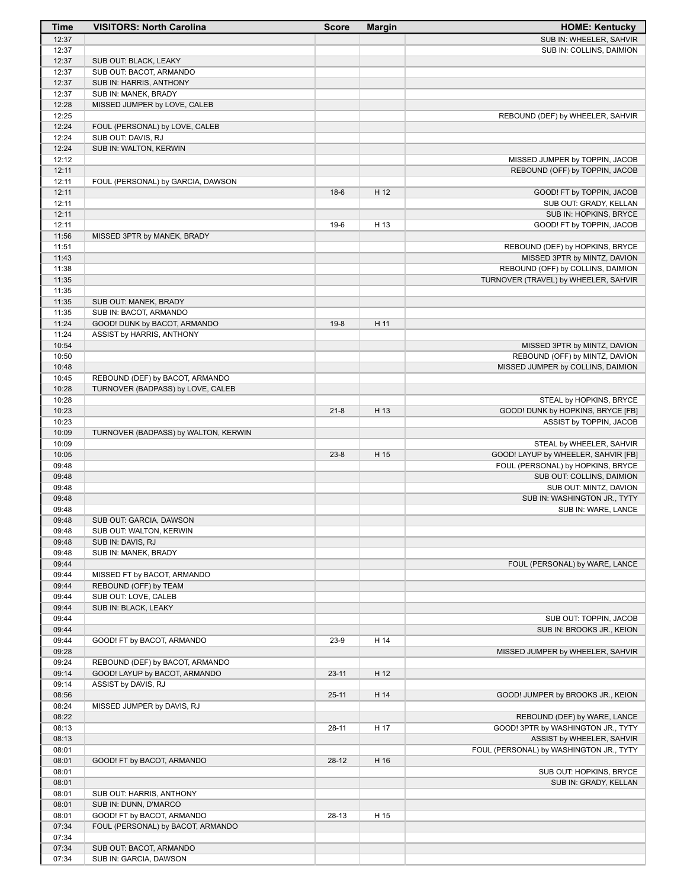| Time | VISITORS: North Carolina | Score | Margin | HOME: Kentucky |
|---|---|---|---|---|
| 12:37 | | | | SUB IN: WHEELER, SAHVIR |
| 12:37 | | | | SUB IN: COLLINS, DAIMION |
| 12:37 | SUB OUT: BLACK, LEAKY | | | |
| 12:37 | SUB OUT: BACOT, ARMANDO | | | |
| 12:37 | SUB IN: HARRIS, ANTHONY | | | |
| 12:37 | SUB IN: MANEK, BRADY | | | |
| 12:28 | MISSED JUMPER by LOVE, CALEB | | | |
| 12:25 | | | | REBOUND (DEF) by WHEELER, SAHVIR |
| 12:24 | FOUL (PERSONAL) by LOVE, CALEB | | | |
| 12:24 | SUB OUT: DAVIS, RJ | | | |
| 12:24 | SUB IN: WALTON, KERWIN | | | |
| 12:12 | | | | MISSED JUMPER by TOPPIN, JACOB |
| 12:11 | | | | REBOUND (OFF) by TOPPIN, JACOB |
| 12:11 | FOUL (PERSONAL) by GARCIA, DAWSON | | | |
| 12:11 | | 18-6 | H 12 | GOOD! FT by TOPPIN, JACOB |
| 12:11 | | | | SUB OUT: GRADY, KELLAN |
| 12:11 | | | | SUB IN: HOPKINS, BRYCE |
| 12:11 | | 19-6 | H 13 | GOOD! FT by TOPPIN, JACOB |
| 11:56 | MISSED 3PTR by MANEK, BRADY | | | |
| 11:51 | | | | REBOUND (DEF) by HOPKINS, BRYCE |
| 11:43 | | | | MISSED 3PTR by MINTZ, DAVION |
| 11:38 | | | | REBOUND (OFF) by COLLINS, DAIMION |
| 11:35 | | | | TURNOVER (TRAVEL) by WHEELER, SAHVIR |
| 11:35 | | | | |
| 11:35 | SUB OUT: MANEK, BRADY | | | |
| 11:35 | SUB IN: BACOT, ARMANDO | | | |
| 11:24 | GOOD! DUNK by BACOT, ARMANDO | 19-8 | H 11 | |
| 11:24 | ASSIST by HARRIS, ANTHONY | | | |
| 10:54 | | | | MISSED 3PTR by MINTZ, DAVION |
| 10:50 | | | | REBOUND (OFF) by MINTZ, DAVION |
| 10:48 | | | | MISSED JUMPER by COLLINS, DAIMION |
| 10:45 | REBOUND (DEF) by BACOT, ARMANDO | | | |
| 10:28 | TURNOVER (BADPASS) by LOVE, CALEB | | | |
| 10:28 | | | | STEAL by HOPKINS, BRYCE |
| 10:23 | | 21-8 | H 13 | GOOD! DUNK by HOPKINS, BRYCE [FB] |
| 10:23 | | | | ASSIST by TOPPIN, JACOB |
| 10:09 | TURNOVER (BADPASS) by WALTON, KERWIN | | | |
| 10:09 | | | | STEAL by WHEELER, SAHVIR |
| 10:05 | | 23-8 | H 15 | GOOD! LAYUP by WHEELER, SAHVIR [FB] |
| 09:48 | | | | FOUL (PERSONAL) by HOPKINS, BRYCE |
| 09:48 | | | | SUB OUT: COLLINS, DAIMION |
| 09:48 | | | | SUB OUT: MINTZ, DAVION |
| 09:48 | | | | SUB IN: WASHINGTON JR., TYTY |
| 09:48 | | | | SUB IN: WARE, LANCE |
| 09:48 | SUB OUT: GARCIA, DAWSON | | | |
| 09:48 | SUB OUT: WALTON, KERWIN | | | |
| 09:48 | SUB IN: DAVIS, RJ | | | |
| 09:48 | SUB IN: MANEK, BRADY | | | |
| 09:44 | | | | FOUL (PERSONAL) by WARE, LANCE |
| 09:44 | MISSED FT by BACOT, ARMANDO | | | |
| 09:44 | REBOUND (OFF) by TEAM | | | |
| 09:44 | SUB OUT: LOVE, CALEB | | | |
| 09:44 | SUB IN: BLACK, LEAKY | | | |
| 09:44 | | | | SUB OUT: TOPPIN, JACOB |
| 09:44 | | | | SUB IN: BROOKS JR., KEION |
| 09:44 | GOOD! FT by BACOT, ARMANDO | 23-9 | H 14 | |
| 09:28 | | | | MISSED JUMPER by WHEELER, SAHVIR |
| 09:24 | REBOUND (DEF) by BACOT, ARMANDO | | | |
| 09:14 | GOOD! LAYUP by BACOT, ARMANDO | 23-11 | H 12 | |
| 09:14 | ASSIST by DAVIS, RJ | | | |
| 08:56 | | 25-11 | H 14 | GOOD! JUMPER by BROOKS JR., KEION |
| 08:24 | MISSED JUMPER by DAVIS, RJ | | | |
| 08:22 | | | | REBOUND (DEF) by WARE, LANCE |
| 08:13 | | 28-11 | H 17 | GOOD! 3PTR by WASHINGTON JR., TYTY |
| 08:13 | | | | ASSIST by WHEELER, SAHVIR |
| 08:01 | | | | FOUL (PERSONAL) by WASHINGTON JR., TYTY |
| 08:01 | GOOD! FT by BACOT, ARMANDO | 28-12 | H 16 | |
| 08:01 | | | | SUB OUT: HOPKINS, BRYCE |
| 08:01 | | | | SUB IN: GRADY, KELLAN |
| 08:01 | SUB OUT: HARRIS, ANTHONY | | | |
| 08:01 | SUB IN: DUNN, D'MARCO | | | |
| 08:01 | GOOD! FT by BACOT, ARMANDO | 28-13 | H 15 | |
| 07:34 | FOUL (PERSONAL) by BACOT, ARMANDO | | | |
| 07:34 | | | | |
| 07:34 | SUB OUT: BACOT, ARMANDO | | | |
| 07:34 | SUB IN: GARCIA, DAWSON | | | |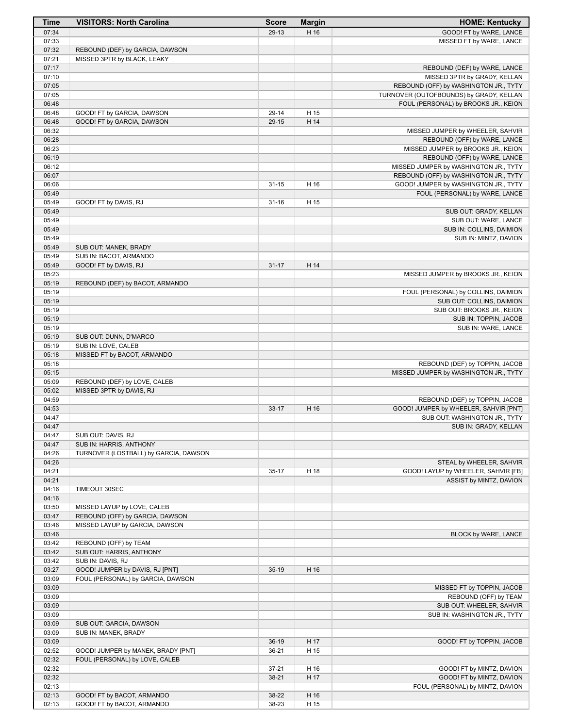| Time | VISITORS: North Carolina | Score | Margin | HOME: Kentucky |
|---|---|---|---|---|
| 07:34 | | 29-13 | H 16 | GOOD! FT by WARE, LANCE |
| 07:33 | | | | MISSED FT by WARE, LANCE |
| 07:32 | REBOUND (DEF) by GARCIA, DAWSON | | | |
| 07:21 | MISSED 3PTR by BLACK, LEAKY | | | |
| 07:17 | | | | REBOUND (DEF) by WARE, LANCE |
| 07:10 | | | | MISSED 3PTR by GRADY, KELLAN |
| 07:05 | | | | REBOUND (OFF) by WASHINGTON JR., TYTY |
| 07:05 | | | | TURNOVER (OUTOFBOUNDS) by GRADY, KELLAN |
| 06:48 | | | | FOUL (PERSONAL) by BROOKS JR., KEION |
| 06:48 | GOOD! FT by GARCIA, DAWSON | 29-14 | H 15 | |
| 06:48 | GOOD! FT by GARCIA, DAWSON | 29-15 | H 14 | |
| 06:32 | | | | MISSED JUMPER by WHEELER, SAHVIR |
| 06:28 | | | | REBOUND (OFF) by WARE, LANCE |
| 06:23 | | | | MISSED JUMPER by BROOKS JR., KEION |
| 06:19 | | | | REBOUND (OFF) by WARE, LANCE |
| 06:12 | | | | MISSED JUMPER by WASHINGTON JR., TYTY |
| 06:07 | | | | REBOUND (OFF) by WASHINGTON JR., TYTY |
| 06:06 | | 31-15 | H 16 | GOOD! JUMPER by WASHINGTON JR., TYTY |
| 05:49 | | | | FOUL (PERSONAL) by WARE, LANCE |
| 05:49 | GOOD! FT by DAVIS, RJ | 31-16 | H 15 | |
| 05:49 | | | | SUB OUT: GRADY, KELLAN |
| 05:49 | | | | SUB OUT: WARE, LANCE |
| 05:49 | | | | SUB IN: COLLINS, DAIMION |
| 05:49 | | | | SUB IN: MINTZ, DAVION |
| 05:49 | SUB OUT: MANEK, BRADY | | | |
| 05:49 | SUB IN: BACOT, ARMANDO | | | |
| 05:49 | GOOD! FT by DAVIS, RJ | 31-17 | H 14 | |
| 05:23 | | | | MISSED JUMPER by BROOKS JR., KEION |
| 05:19 | REBOUND (DEF) by BACOT, ARMANDO | | | |
| 05:19 | | | | FOUL (PERSONAL) by COLLINS, DAIMION |
| 05:19 | | | | SUB OUT: COLLINS, DAIMION |
| 05:19 | | | | SUB OUT: BROOKS JR., KEION |
| 05:19 | | | | SUB IN: TOPPIN, JACOB |
| 05:19 | | | | SUB IN: WARE, LANCE |
| 05:19 | SUB OUT: DUNN, D'MARCO | | | |
| 05:19 | SUB IN: LOVE, CALEB | | | |
| 05:18 | MISSED FT by BACOT, ARMANDO | | | |
| 05:18 | | | | REBOUND (DEF) by TOPPIN, JACOB |
| 05:15 | | | | MISSED JUMPER by WASHINGTON JR., TYTY |
| 05:09 | REBOUND (DEF) by LOVE, CALEB | | | |
| 05:02 | MISSED 3PTR by DAVIS, RJ | | | |
| 04:59 | | | | REBOUND (DEF) by TOPPIN, JACOB |
| 04:53 | | 33-17 | H 16 | GOOD! JUMPER by WHEELER, SAHVIR [PNT] |
| 04:47 | | | | SUB OUT: WASHINGTON JR., TYTY |
| 04:47 | | | | SUB IN: GRADY, KELLAN |
| 04:47 | SUB OUT: DAVIS, RJ | | | |
| 04:47 | SUB IN: HARRIS, ANTHONY | | | |
| 04:26 | TURNOVER (LOSTBALL) by GARCIA, DAWSON | | | |
| 04:26 | | | | STEAL by WHEELER, SAHVIR |
| 04:21 | | 35-17 | H 18 | GOOD! LAYUP by WHEELER, SAHVIR [FB] |
| 04:21 | | | | ASSIST by MINTZ, DAVION |
| 04:16 | TIMEOUT 30SEC | | | |
| 04:16 | | | | |
| 03:50 | MISSED LAYUP by LOVE, CALEB | | | |
| 03:47 | REBOUND (OFF) by GARCIA, DAWSON | | | |
| 03:46 | MISSED LAYUP by GARCIA, DAWSON | | | |
| 03:46 | | | | BLOCK by WARE, LANCE |
| 03:42 | REBOUND (OFF) by TEAM | | | |
| 03:42 | SUB OUT: HARRIS, ANTHONY | | | |
| 03:42 | SUB IN: DAVIS, RJ | | | |
| 03:27 | GOOD! JUMPER by DAVIS, RJ [PNT] | 35-19 | H 16 | |
| 03:09 | FOUL (PERSONAL) by GARCIA, DAWSON | | | |
| 03:09 | | | | MISSED FT by TOPPIN, JACOB |
| 03:09 | | | | REBOUND (OFF) by TEAM |
| 03:09 | | | | SUB OUT: WHEELER, SAHVIR |
| 03:09 | | | | SUB IN: WASHINGTON JR., TYTY |
| 03:09 | SUB OUT: GARCIA, DAWSON | | | |
| 03:09 | SUB IN: MANEK, BRADY | | | |
| 03:09 | | 36-19 | H 17 | GOOD! FT by TOPPIN, JACOB |
| 02:52 | GOOD! JUMPER by MANEK, BRADY [PNT] | 36-21 | H 15 | |
| 02:32 | FOUL (PERSONAL) by LOVE, CALEB | | | |
| 02:32 | | 37-21 | H 16 | GOOD! FT by MINTZ, DAVION |
| 02:32 | | 38-21 | H 17 | GOOD! FT by MINTZ, DAVION |
| 02:13 | | | | FOUL (PERSONAL) by MINTZ, DAVION |
| 02:13 | GOOD! FT by BACOT, ARMANDO | 38-22 | H 16 | |
| 02:13 | GOOD! FT by BACOT, ARMANDO | 38-23 | H 15 | |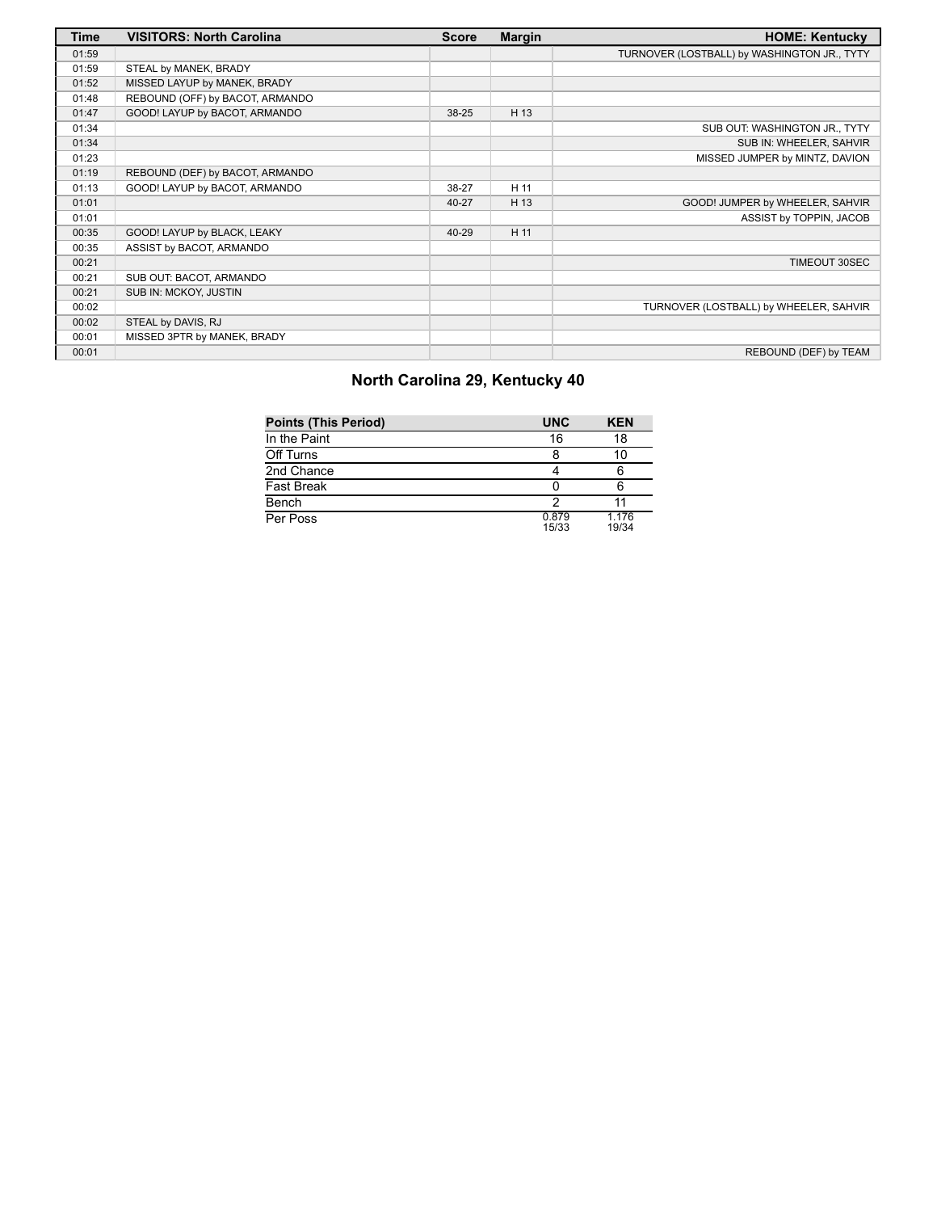| Time | VISITORS: North Carolina | Score | Margin | HOME: Kentucky |
| --- | --- | --- | --- | --- |
| 01:59 | | | | TURNOVER (LOSTBALL) by WASHINGTON JR., TYTY |
| 01:59 | STEAL by MANEK, BRADY | | | |
| 01:52 | MISSED LAYUP by MANEK, BRADY | | | |
| 01:48 | REBOUND (OFF) by BACOT, ARMANDO | | | |
| 01:47 | GOOD! LAYUP by BACOT, ARMANDO | 38-25 | H 13 | |
| 01:34 | | | | SUB OUT: WASHINGTON JR., TYTY |
| 01:34 | | | | SUB IN: WHEELER, SAHVIR |
| 01:23 | | | | MISSED JUMPER by MINTZ, DAVION |
| 01:19 | REBOUND (DEF) by BACOT, ARMANDO | | | |
| 01:13 | GOOD! LAYUP by BACOT, ARMANDO | 38-27 | H 11 | |
| 01:01 | | 40-27 | H 13 | GOOD! JUMPER by WHEELER, SAHVIR |
| 01:01 | | | | ASSIST by TOPPIN, JACOB |
| 00:35 | GOOD! LAYUP by BLACK, LEAKY | 40-29 | H 11 | |
| 00:35 | ASSIST by BACOT, ARMANDO | | | |
| 00:21 | | | | TIMEOUT 30SEC |
| 00:21 | SUB OUT: BACOT, ARMANDO | | | |
| 00:21 | SUB IN: MCKOY, JUSTIN | | | |
| 00:02 | | | | TURNOVER (LOSTBALL) by WHEELER, SAHVIR |
| 00:02 | STEAL by DAVIS, RJ | | | |
| 00:01 | MISSED 3PTR by MANEK, BRADY | | | |
| 00:01 | | | | REBOUND (DEF) by TEAM |

## North Carolina 29, Kentucky 40

| Points (This Period) | UNC | KEN |
| --- | --- | --- |
| In the Paint | 16 | 18 |
| Off Turns | 8 | 10 |
| 2nd Chance | 4 | 6 |
| Fast Break | 0 | 6 |
| Bench | 2 | 11 |
| Per Poss | 0.879 15/33 | 1.176 19/34 |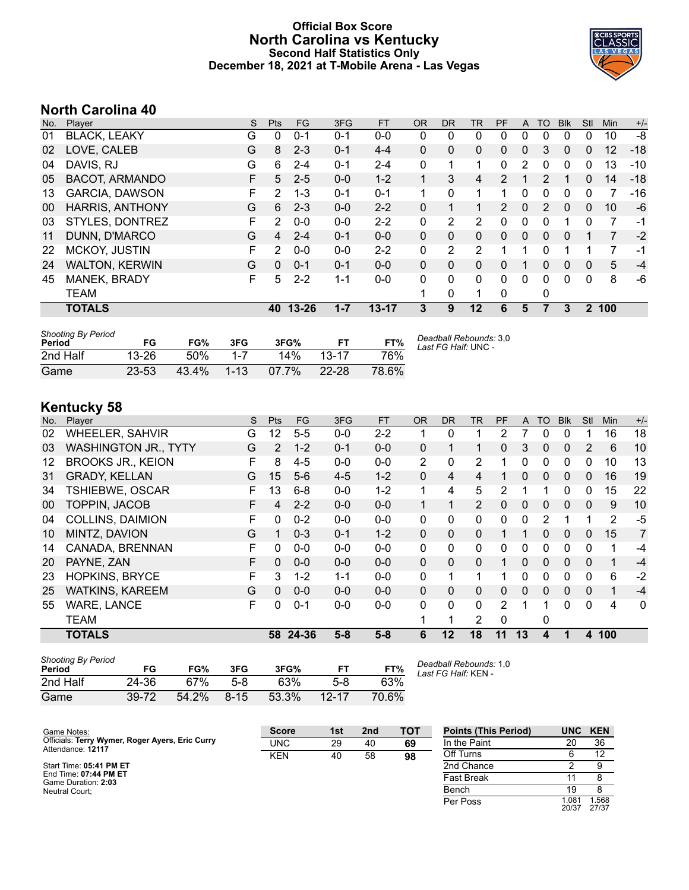# Official Box Score
## North Carolina vs Kentucky
### Second Half Statistics Only
### December 18, 2021 at T-Mobile Arena - Las Vegas

## North Carolina 40

| No. | Player | S | Pts | FG | 3FG | FT | OR | DR | TR | PF | A | TO | Blk | Stl | Min | +/- |
|---|---|---|---|---|---|---|---|---|---|---|---|---|---|---|---|---|
| 01 | BLACK, LEAKY | G | 0 | 0-1 | 0-1 | 0-0 | 0 | 0 | 0 | 0 | 0 | 0 | 0 | 0 | 10 | -8 |
| 02 | LOVE, CALEB | G | 8 | 2-3 | 0-1 | 4-4 | 0 | 0 | 0 | 0 | 0 | 3 | 0 | 0 | 12 | -18 |
| 04 | DAVIS, RJ | G | 6 | 2-4 | 0-1 | 2-4 | 0 | 1 | 1 | 0 | 2 | 0 | 0 | 0 | 13 | -10 |
| 05 | BACOT, ARMANDO | F | 5 | 2-5 | 0-0 | 1-2 | 1 | 3 | 4 | 2 | 1 | 2 | 1 | 0 | 14 | -18 |
| 13 | GARCIA, DAWSON | F | 2 | 1-3 | 0-1 | 0-1 | 1 | 0 | 1 | 1 | 0 | 0 | 0 | 0 | 7 | -16 |
| 00 | HARRIS, ANTHONY | G | 6 | 2-3 | 0-0 | 2-2 | 0 | 1 | 1 | 2 | 0 | 2 | 0 | 0 | 10 | -6 |
| 03 | STYLES, DONTREZ | F | 2 | 0-0 | 0-0 | 2-2 | 0 | 2 | 2 | 0 | 0 | 0 | 1 | 0 | 7 | -1 |
| 11 | DUNN, D'MARCO | G | 4 | 2-4 | 0-1 | 0-0 | 0 | 0 | 0 | 0 | 0 | 0 | 0 | 1 | 7 | -2 |
| 22 | MCKOY, JUSTIN | F | 2 | 0-0 | 0-0 | 2-2 | 0 | 2 | 2 | 1 | 1 | 0 | 1 | 1 | 7 | -1 |
| 24 | WALTON, KERWIN | G | 0 | 0-1 | 0-1 | 0-0 | 0 | 0 | 0 | 0 | 1 | 0 | 0 | 0 | 5 | -4 |
| 45 | MANEK, BRADY | F | 5 | 2-2 | 1-1 | 0-0 | 0 | 0 | 0 | 0 | 0 | 0 | 0 | 0 | 8 | -6 |
| | TEAM | | | | | | 1 | 0 | 1 | 0 | | 0 | | | | |
| | **TOTALS** | | **40** | **13-26** | **1-7** | **13-17** | **3** | **9** | **12** | **6** | **5** | **7** | **3** | **2** | **100** | |

*Shooting By Period*

| Period | FG | FG% | 3FG | 3FG% | FT | FT% |
|---|---|---|---|---|---|---|
| 2nd Half | 13-26 | 50% | 1-7 | 14% | 13-17 | 76% |
| Game | 23-53 | 43.4% | 1-13 | 07.7% | 22-28 | 78.6% |

*Deadball Rebounds:* 3,0
*Last FG Half:* UNC -

## Kentucky 58

| No. | Player | S | Pts | FG | 3FG | FT | OR | DR | TR | PF | A | TO | Blk | Stl | Min | +/- |
|---|---|---|---|---|---|---|---|---|---|---|---|---|---|---|---|---|
| 02 | WHEELER, SAHVIR | G | 12 | 5-5 | 0-0 | 2-2 | 1 | 0 | 1 | 2 | 7 | 0 | 0 | 1 | 16 | 18 |
| 03 | WASHINGTON JR., TYTY | G | 2 | 1-2 | 0-1 | 0-0 | 0 | 1 | 1 | 0 | 3 | 0 | 0 | 2 | 6 | 10 |
| 12 | BROOKS JR., KEION | F | 8 | 4-5 | 0-0 | 0-0 | 2 | 0 | 2 | 1 | 0 | 0 | 0 | 0 | 10 | 13 |
| 31 | GRADY, KELLAN | G | 15 | 5-6 | 4-5 | 1-2 | 0 | 4 | 4 | 1 | 0 | 0 | 0 | 0 | 16 | 19 |
| 34 | TSHIEBWE, OSCAR | F | 13 | 6-8 | 0-0 | 1-2 | 1 | 4 | 5 | 2 | 1 | 1 | 0 | 0 | 15 | 22 |
| 00 | TOPPIN, JACOB | F | 4 | 2-2 | 0-0 | 0-0 | 1 | 1 | 2 | 0 | 0 | 0 | 0 | 0 | 9 | 10 |
| 04 | COLLINS, DAIMION | F | 0 | 0-2 | 0-0 | 0-0 | 0 | 0 | 0 | 0 | 0 | 2 | 1 | 1 | 2 | -5 |
| 10 | MINTZ, DAVION | G | 1 | 0-3 | 0-1 | 1-2 | 0 | 0 | 0 | 1 | 1 | 0 | 0 | 0 | 15 | 7 |
| 14 | CANADA, BRENNAN | F | 0 | 0-0 | 0-0 | 0-0 | 0 | 0 | 0 | 0 | 0 | 0 | 0 | 0 | 1 | -4 |
| 20 | PAYNE, ZAN | F | 0 | 0-0 | 0-0 | 0-0 | 0 | 0 | 0 | 1 | 0 | 0 | 0 | 0 | 1 | -4 |
| 23 | HOPKINS, BRYCE | F | 3 | 1-2 | 1-1 | 0-0 | 0 | 1 | 1 | 1 | 0 | 0 | 0 | 0 | 6 | -2 |
| 25 | WATKINS, KAREEM | G | 0 | 0-0 | 0-0 | 0-0 | 0 | 0 | 0 | 0 | 0 | 0 | 0 | 0 | 1 | -4 |
| 55 | WARE, LANCE | F | 0 | 0-1 | 0-0 | 0-0 | 0 | 0 | 0 | 2 | 1 | 1 | 0 | 0 | 4 | 0 |
| | TEAM | | | | | | 1 | 1 | 2 | 0 | | 0 | | | | |
| | **TOTALS** | | **58** | **24-36** | **5-8** | **5-8** | **6** | **12** | **18** | **11** | **13** | **4** | **1** | **4** | **100** | |

*Shooting By Period*

| Period | FG | FG% | 3FG | 3FG% | FT | FT% |
|---|---|---|---|---|---|---|
| 2nd Half | 24-36 | 67% | 5-8 | 63% | 5-8 | 63% |
| Game | 39-72 | 54.2% | 8-15 | 53.3% | 12-17 | 70.6% |

*Deadball Rebounds:* 1,0
*Last FG Half:* KEN -

Game Notes:
Officials: **Terry Wymer, Roger Ayers, Eric Curry**
Attendance: **12117**

Start Time: **05:41 PM ET**
End Time: **07:44 PM ET**
Game Duration: **2:03**
Neutral Court;

| Score | 1st | 2nd | TOT |
|---|---|---|---|
| UNC | 29 | 40 | **69** |
| KEN | 40 | 58 | **98** |

| Points (This Period) | UNC | KEN |
|---|---|---|
| In the Paint | 20 | 36 |
| Off Turns | 6 | 12 |
| 2nd Chance | 2 | 9 |
| Fast Break | 11 | 8 |
| Bench | 19 | 8 |
| Per Poss | 1.081 20/37 | 1.568 27/37 |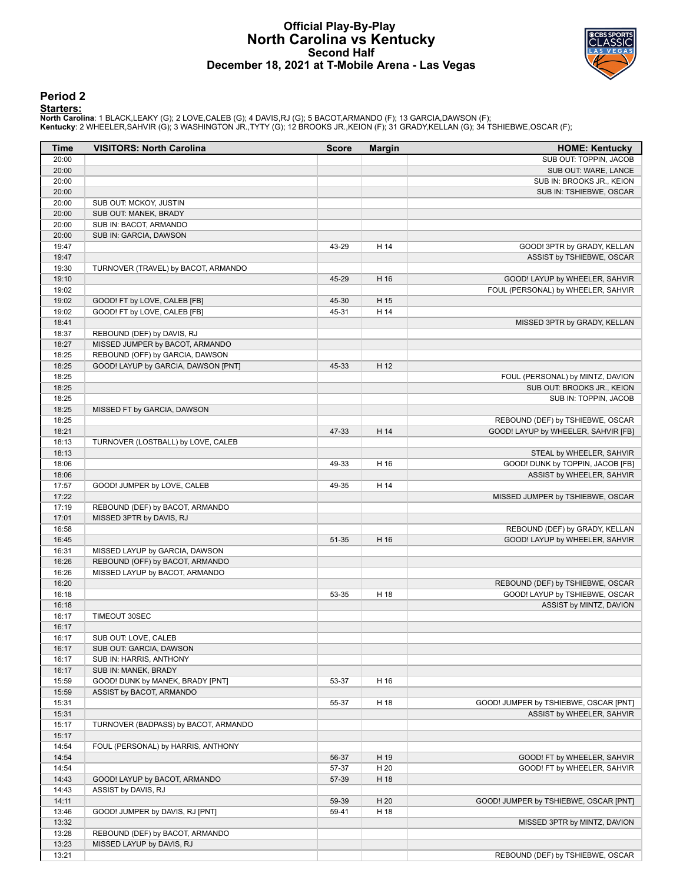# Official Play-By-Play
# North Carolina vs Kentucky
## Second Half
## December 18, 2021 at T-Mobile Arena - Las Vegas

### Period 2

**Starters:**

**North Carolina**: 1 BLACK,LEAKY (G); 2 LOVE,CALEB (G); 4 DAVIS,RJ (G); 5 BACOT,ARMANDO (F); 13 GARCIA,DAWSON (F);
**Kentucky**: 2 WHEELER,SAHVIR (G); 3 WASHINGTON JR.,TYTY (G); 12 BROOKS JR.,KEION (F); 31 GRADY,KELLAN (G); 34 TSHIEBWE,OSCAR (F);

| Time | VISITORS: North Carolina | Score | Margin | HOME: Kentucky |
|---|---|---|---|---|
| 20:00 | | | | SUB OUT: TOPPIN, JACOB |
| 20:00 | | | | SUB OUT: WARE, LANCE |
| 20:00 | | | | SUB IN: BROOKS JR., KEION |
| 20:00 | | | | SUB IN: TSHIEBWE, OSCAR |
| 20:00 | SUB OUT: MCKOY, JUSTIN | | | |
| 20:00 | SUB OUT: MANEK, BRADY | | | |
| 20:00 | SUB IN: BACOT, ARMANDO | | | |
| 20:00 | SUB IN: GARCIA, DAWSON | | | |
| 19:47 | | 43-29 | H 14 | GOOD! 3PTR by GRADY, KELLAN |
| 19:47 | | | | ASSIST by TSHIEBWE, OSCAR |
| 19:30 | TURNOVER (TRAVEL) by BACOT, ARMANDO | | | |
| 19:10 | | 45-29 | H 16 | GOOD! LAYUP by WHEELER, SAHVIR |
| 19:02 | | | | FOUL (PERSONAL) by WHEELER, SAHVIR |
| 19:02 | GOOD! FT by LOVE, CALEB [FB] | 45-30 | H 15 | |
| 19:02 | GOOD! FT by LOVE, CALEB [FB] | 45-31 | H 14 | |
| 18:41 | | | | MISSED 3PTR by GRADY, KELLAN |
| 18:37 | REBOUND (DEF) by DAVIS, RJ | | | |
| 18:27 | MISSED JUMPER by BACOT, ARMANDO | | | |
| 18:25 | REBOUND (OFF) by GARCIA, DAWSON | | | |
| 18:25 | GOOD! LAYUP by GARCIA, DAWSON [PNT] | 45-33 | H 12 | |
| 18:25 | | | | FOUL (PERSONAL) by MINTZ, DAVION |
| 18:25 | | | | SUB OUT: BROOKS JR., KEION |
| 18:25 | | | | SUB IN: TOPPIN, JACOB |
| 18:25 | MISSED FT by GARCIA, DAWSON | | | |
| 18:25 | | | | REBOUND (DEF) by TSHIEBWE, OSCAR |
| 18:21 | | 47-33 | H 14 | GOOD! LAYUP by WHEELER, SAHVIR [FB] |
| 18:13 | TURNOVER (LOSTBALL) by LOVE, CALEB | | | |
| 18:13 | | | | STEAL by WHEELER, SAHVIR |
| 18:06 | | 49-33 | H 16 | GOOD! DUNK by TOPPIN, JACOB [FB] |
| 18:06 | | | | ASSIST by WHEELER, SAHVIR |
| 17:57 | GOOD! JUMPER by LOVE, CALEB | 49-35 | H 14 | |
| 17:22 | | | | MISSED JUMPER by TSHIEBWE, OSCAR |
| 17:19 | REBOUND (DEF) by BACOT, ARMANDO | | | |
| 17:01 | MISSED 3PTR by DAVIS, RJ | | | |
| 16:58 | | | | REBOUND (DEF) by GRADY, KELLAN |
| 16:45 | | 51-35 | H 16 | GOOD! LAYUP by WHEELER, SAHVIR |
| 16:31 | MISSED LAYUP by GARCIA, DAWSON | | | |
| 16:26 | REBOUND (OFF) by BACOT, ARMANDO | | | |
| 16:26 | MISSED LAYUP by BACOT, ARMANDO | | | |
| 16:20 | | | | REBOUND (DEF) by TSHIEBWE, OSCAR |
| 16:18 | | 53-35 | H 18 | GOOD! LAYUP by TSHIEBWE, OSCAR |
| 16:18 | | | | ASSIST by MINTZ, DAVION |
| 16:17 | TIMEOUT 30SEC | | | |
| 16:17 | | | | |
| 16:17 | SUB OUT: LOVE, CALEB | | | |
| 16:17 | SUB OUT: GARCIA, DAWSON | | | |
| 16:17 | SUB IN: HARRIS, ANTHONY | | | |
| 16:17 | SUB IN: MANEK, BRADY | | | |
| 15:59 | GOOD! DUNK by MANEK, BRADY [PNT] | 53-37 | H 16 | |
| 15:59 | ASSIST by BACOT, ARMANDO | | | |
| 15:31 | | 55-37 | H 18 | GOOD! JUMPER by TSHIEBWE, OSCAR [PNT] |
| 15:31 | | | | ASSIST by WHEELER, SAHVIR |
| 15:17 | TURNOVER (BADPASS) by BACOT, ARMANDO | | | |
| 15:17 | | | | |
| 14:54 | FOUL (PERSONAL) by HARRIS, ANTHONY | | | |
| 14:54 | | 56-37 | H 19 | GOOD! FT by WHEELER, SAHVIR |
| 14:54 | | 57-37 | H 20 | GOOD! FT by WHEELER, SAHVIR |
| 14:43 | GOOD! LAYUP by BACOT, ARMANDO | 57-39 | H 18 | |
| 14:43 | ASSIST by DAVIS, RJ | | | |
| 14:11 | | 59-39 | H 20 | GOOD! JUMPER by TSHIEBWE, OSCAR [PNT] |
| 13:46 | GOOD! JUMPER by DAVIS, RJ [PNT] | 59-41 | H 18 | |
| 13:32 | | | | MISSED 3PTR by MINTZ, DAVION |
| 13:28 | REBOUND (DEF) by BACOT, ARMANDO | | | |
| 13:23 | MISSED LAYUP by DAVIS, RJ | | | |
| 13:21 | | | | REBOUND (DEF) by TSHIEBWE, OSCAR |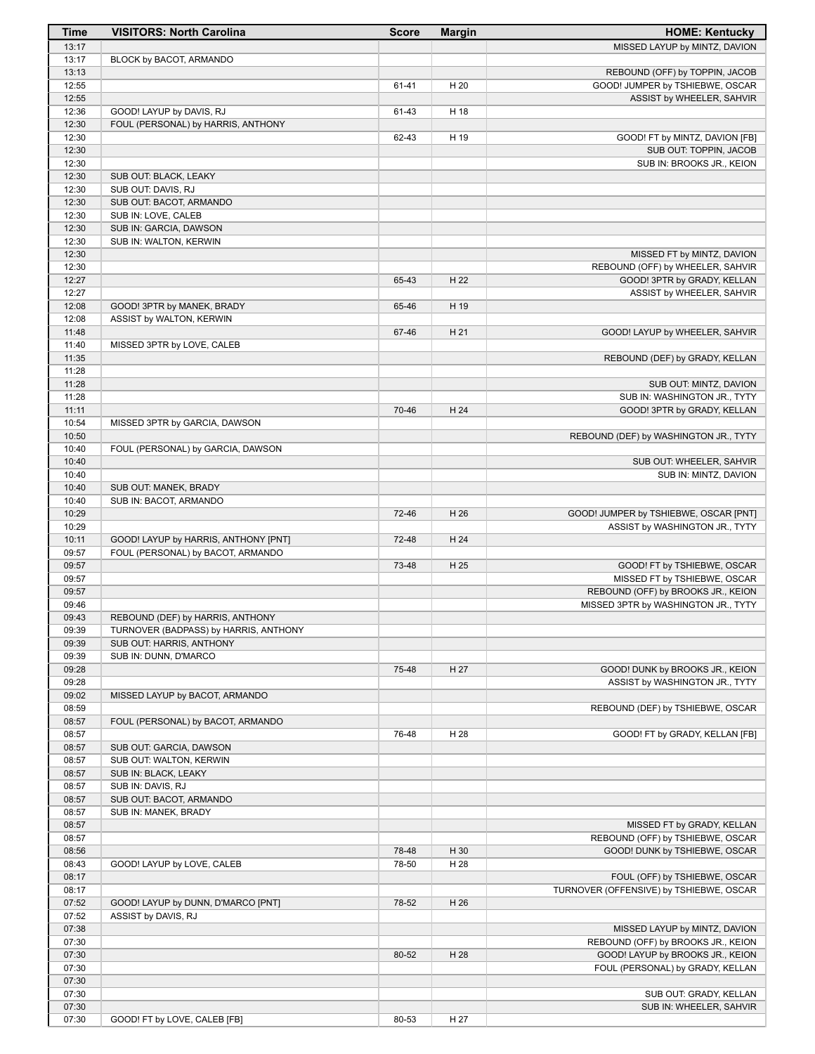| Time | VISITORS: North Carolina | Score | Margin | HOME: Kentucky |
| --- | --- | --- | --- | --- |
| 13:17 | | | | MISSED LAYUP by MINTZ, DAVION |
| 13:17 | BLOCK by BACOT, ARMANDO | | | |
| 13:13 | | | | REBOUND (OFF) by TOPPIN, JACOB |
| 12:55 | | 61-41 | H 20 | GOOD! JUMPER by TSHIEBWE, OSCAR |
| 12:55 | | | | ASSIST by WHEELER, SAHVIR |
| 12:36 | GOOD! LAYUP by DAVIS, RJ | 61-43 | H 18 | |
| 12:30 | FOUL (PERSONAL) by HARRIS, ANTHONY | | | |
| 12:30 | | 62-43 | H 19 | GOOD! FT by MINTZ, DAVION [FB] |
| 12:30 | | | | SUB OUT: TOPPIN, JACOB |
| 12:30 | | | | SUB IN: BROOKS JR., KEION |
| 12:30 | SUB OUT: BLACK, LEAKY | | | |
| 12:30 | SUB OUT: DAVIS, RJ | | | |
| 12:30 | SUB OUT: BACOT, ARMANDO | | | |
| 12:30 | SUB IN: LOVE, CALEB | | | |
| 12:30 | SUB IN: GARCIA, DAWSON | | | |
| 12:30 | SUB IN: WALTON, KERWIN | | | |
| 12:30 | | | | MISSED FT by MINTZ, DAVION |
| 12:30 | | | | REBOUND (OFF) by WHEELER, SAHVIR |
| 12:27 | | 65-43 | H 22 | GOOD! 3PTR by GRADY, KELLAN |
| 12:27 | | | | ASSIST by WHEELER, SAHVIR |
| 12:08 | GOOD! 3PTR by MANEK, BRADY | 65-46 | H 19 | |
| 12:08 | ASSIST by WALTON, KERWIN | | | |
| 11:48 | | 67-46 | H 21 | GOOD! LAYUP by WHEELER, SAHVIR |
| 11:40 | MISSED 3PTR by LOVE, CALEB | | | |
| 11:35 | | | | REBOUND (DEF) by GRADY, KELLAN |
| 11:28 | | | | |
| 11:28 | | | | SUB OUT: MINTZ, DAVION |
| 11:28 | | | | SUB IN: WASHINGTON JR., TYTY |
| 11:11 | | 70-46 | H 24 | GOOD! 3PTR by GRADY, KELLAN |
| 10:54 | MISSED 3PTR by GARCIA, DAWSON | | | |
| 10:50 | | | | REBOUND (DEF) by WASHINGTON JR., TYTY |
| 10:40 | FOUL (PERSONAL) by GARCIA, DAWSON | | | |
| 10:40 | | | | SUB OUT: WHEELER, SAHVIR |
| 10:40 | | | | SUB IN: MINTZ, DAVION |
| 10:40 | SUB OUT: MANEK, BRADY | | | |
| 10:40 | SUB IN: BACOT, ARMANDO | | | |
| 10:29 | | 72-46 | H 26 | GOOD! JUMPER by TSHIEBWE, OSCAR [PNT] |
| 10:29 | | | | ASSIST by WASHINGTON JR., TYTY |
| 10:11 | GOOD! LAYUP by HARRIS, ANTHONY [PNT] | 72-48 | H 24 | |
| 09:57 | FOUL (PERSONAL) by BACOT, ARMANDO | | | |
| 09:57 | | 73-48 | H 25 | GOOD! FT by TSHIEBWE, OSCAR |
| 09:57 | | | | MISSED FT by TSHIEBWE, OSCAR |
| 09:57 | | | | REBOUND (OFF) by BROOKS JR., KEION |
| 09:46 | | | | MISSED 3PTR by WASHINGTON JR., TYTY |
| 09:43 | REBOUND (DEF) by HARRIS, ANTHONY | | | |
| 09:39 | TURNOVER (BADPASS) by HARRIS, ANTHONY | | | |
| 09:39 | SUB OUT: HARRIS, ANTHONY | | | |
| 09:39 | SUB IN: DUNN, D'MARCO | | | |
| 09:28 | | 75-48 | H 27 | GOOD! DUNK by BROOKS JR., KEION |
| 09:28 | | | | ASSIST by WASHINGTON JR., TYTY |
| 09:02 | MISSED LAYUP by BACOT, ARMANDO | | | |
| 08:59 | | | | REBOUND (DEF) by TSHIEBWE, OSCAR |
| 08:57 | FOUL (PERSONAL) by BACOT, ARMANDO | | | |
| 08:57 | | 76-48 | H 28 | GOOD! FT by GRADY, KELLAN [FB] |
| 08:57 | SUB OUT: GARCIA, DAWSON | | | |
| 08:57 | SUB OUT: WALTON, KERWIN | | | |
| 08:57 | SUB IN: BLACK, LEAKY | | | |
| 08:57 | SUB IN: DAVIS, RJ | | | |
| 08:57 | SUB OUT: BACOT, ARMANDO | | | |
| 08:57 | SUB IN: MANEK, BRADY | | | |
| 08:57 | | | | MISSED FT by GRADY, KELLAN |
| 08:57 | | | | REBOUND (OFF) by TSHIEBWE, OSCAR |
| 08:56 | | 78-48 | H 30 | GOOD! DUNK by TSHIEBWE, OSCAR |
| 08:43 | GOOD! LAYUP by LOVE, CALEB | 78-50 | H 28 | |
| 08:17 | | | | FOUL (OFF) by TSHIEBWE, OSCAR |
| 08:17 | | | | TURNOVER (OFFENSIVE) by TSHIEBWE, OSCAR |
| 07:52 | GOOD! LAYUP by DUNN, D'MARCO [PNT] | 78-52 | H 26 | |
| 07:52 | ASSIST by DAVIS, RJ | | | |
| 07:38 | | | | MISSED LAYUP by MINTZ, DAVION |
| 07:30 | | | | REBOUND (OFF) by BROOKS JR., KEION |
| 07:30 | | 80-52 | H 28 | GOOD! LAYUP by BROOKS JR., KEION |
| 07:30 | | | | FOUL (PERSONAL) by GRADY, KELLAN |
| 07:30 | | | | |
| 07:30 | | | | SUB OUT: GRADY, KELLAN |
| 07:30 | | | | SUB IN: WHEELER, SAHVIR |
| 07:30 | GOOD! FT by LOVE, CALEB [FB] | 80-53 | H 27 | |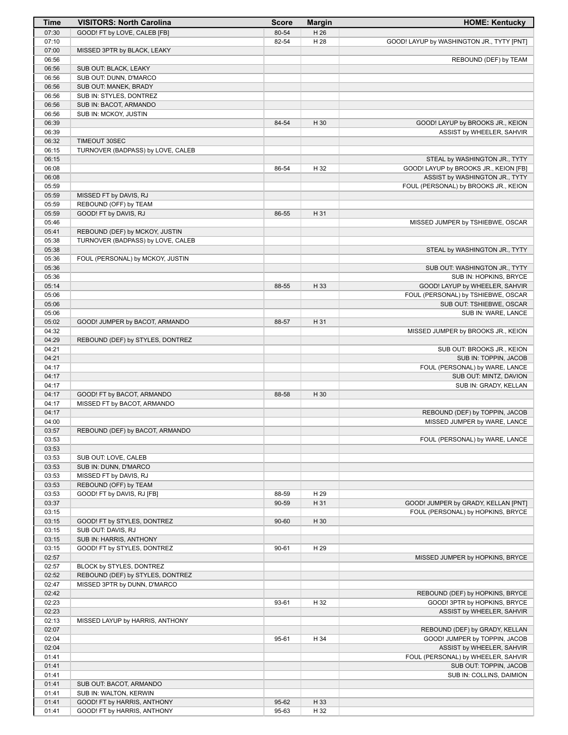| Time | VISITORS: North Carolina | Score | Margin | HOME: Kentucky |
|---|---|---|---|---|
| 07:30 | GOOD! FT by LOVE, CALEB [FB] | 80-54 | H 26 | |
| 07:10 | | 82-54 | H 28 | GOOD! LAYUP by WASHINGTON JR., TYTY [PNT] |
| 07:00 | MISSED 3PTR by BLACK, LEAKY | | | |
| 06:56 | | | | REBOUND (DEF) by TEAM |
| 06:56 | SUB OUT: BLACK, LEAKY | | | |
| 06:56 | SUB OUT: DUNN, D'MARCO | | | |
| 06:56 | SUB OUT: MANEK, BRADY | | | |
| 06:56 | SUB IN: STYLES, DONTREZ | | | |
| 06:56 | SUB IN: BACOT, ARMANDO | | | |
| 06:56 | SUB IN: MCKOY, JUSTIN | | | |
| 06:39 | | 84-54 | H 30 | GOOD! LAYUP by BROOKS JR., KEION |
| 06:39 | | | | ASSIST by WHEELER, SAHVIR |
| 06:32 | TIMEOUT 30SEC | | | |
| 06:15 | TURNOVER (BADPASS) by LOVE, CALEB | | | |
| 06:15 | | | | STEAL by WASHINGTON JR., TYTY |
| 06:08 | | 86-54 | H 32 | GOOD! LAYUP by BROOKS JR., KEION [FB] |
| 06:08 | | | | ASSIST by WASHINGTON JR., TYTY |
| 05:59 | | | | FOUL (PERSONAL) by BROOKS JR., KEION |
| 05:59 | MISSED FT by DAVIS, RJ | | | |
| 05:59 | REBOUND (OFF) by TEAM | | | |
| 05:59 | GOOD! FT by DAVIS, RJ | 86-55 | H 31 | |
| 05:46 | | | | MISSED JUMPER by TSHIEBWE, OSCAR |
| 05:41 | REBOUND (DEF) by MCKOY, JUSTIN | | | |
| 05:38 | TURNOVER (BADPASS) by LOVE, CALEB | | | |
| 05:38 | | | | STEAL by WASHINGTON JR., TYTY |
| 05:36 | FOUL (PERSONAL) by MCKOY, JUSTIN | | | |
| 05:36 | | | | SUB OUT: WASHINGTON JR., TYTY |
| 05:36 | | | | SUB IN: HOPKINS, BRYCE |
| 05:14 | | 88-55 | H 33 | GOOD! LAYUP by WHEELER, SAHVIR |
| 05:06 | | | | FOUL (PERSONAL) by TSHIEBWE, OSCAR |
| 05:06 | | | | SUB OUT: TSHIEBWE, OSCAR |
| 05:06 | | | | SUB IN: WARE, LANCE |
| 05:02 | GOOD! JUMPER by BACOT, ARMANDO | 88-57 | H 31 | |
| 04:32 | | | | MISSED JUMPER by BROOKS JR., KEION |
| 04:29 | REBOUND (DEF) by STYLES, DONTREZ | | | |
| 04:21 | | | | SUB OUT: BROOKS JR., KEION |
| 04:21 | | | | SUB IN: TOPPIN, JACOB |
| 04:17 | | | | FOUL (PERSONAL) by WARE, LANCE |
| 04:17 | | | | SUB OUT: MINTZ, DAVION |
| 04:17 | | | | SUB IN: GRADY, KELLAN |
| 04:17 | GOOD! FT by BACOT, ARMANDO | 88-58 | H 30 | |
| 04:17 | MISSED FT by BACOT, ARMANDO | | | |
| 04:17 | | | | REBOUND (DEF) by TOPPIN, JACOB |
| 04:00 | | | | MISSED JUMPER by WARE, LANCE |
| 03:57 | REBOUND (DEF) by BACOT, ARMANDO | | | |
| 03:53 | | | | FOUL (PERSONAL) by WARE, LANCE |
| 03:53 | | | | |
| 03:53 | SUB OUT: LOVE, CALEB | | | |
| 03:53 | SUB IN: DUNN, D'MARCO | | | |
| 03:53 | MISSED FT by DAVIS, RJ | | | |
| 03:53 | REBOUND (OFF) by TEAM | | | |
| 03:53 | GOOD! FT by DAVIS, RJ [FB] | 88-59 | H 29 | |
| 03:37 | | 90-59 | H 31 | GOOD! JUMPER by GRADY, KELLAN [PNT] |
| 03:15 | | | | FOUL (PERSONAL) by HOPKINS, BRYCE |
| 03:15 | GOOD! FT by STYLES, DONTREZ | 90-60 | H 30 | |
| 03:15 | SUB OUT: DAVIS, RJ | | | |
| 03:15 | SUB IN: HARRIS, ANTHONY | | | |
| 03:15 | GOOD! FT by STYLES, DONTREZ | 90-61 | H 29 | |
| 02:57 | | | | MISSED JUMPER by HOPKINS, BRYCE |
| 02:57 | BLOCK by STYLES, DONTREZ | | | |
| 02:52 | REBOUND (DEF) by STYLES, DONTREZ | | | |
| 02:47 | MISSED 3PTR by DUNN, D'MARCO | | | |
| 02:42 | | | | REBOUND (DEF) by HOPKINS, BRYCE |
| 02:23 | | 93-61 | H 32 | GOOD! 3PTR by HOPKINS, BRYCE |
| 02:23 | | | | ASSIST by WHEELER, SAHVIR |
| 02:13 | MISSED LAYUP by HARRIS, ANTHONY | | | |
| 02:07 | | | | REBOUND (DEF) by GRADY, KELLAN |
| 02:04 | | 95-61 | H 34 | GOOD! JUMPER by TOPPIN, JACOB |
| 02:04 | | | | ASSIST by WHEELER, SAHVIR |
| 01:41 | | | | FOUL (PERSONAL) by WHEELER, SAHVIR |
| 01:41 | | | | SUB OUT: TOPPIN, JACOB |
| 01:41 | | | | SUB IN: COLLINS, DAIMION |
| 01:41 | SUB OUT: BACOT, ARMANDO | | | |
| 01:41 | SUB IN: WALTON, KERWIN | | | |
| 01:41 | GOOD! FT by HARRIS, ANTHONY | 95-62 | H 33 | |
| 01:41 | GOOD! FT by HARRIS, ANTHONY | 95-63 | H 32 | |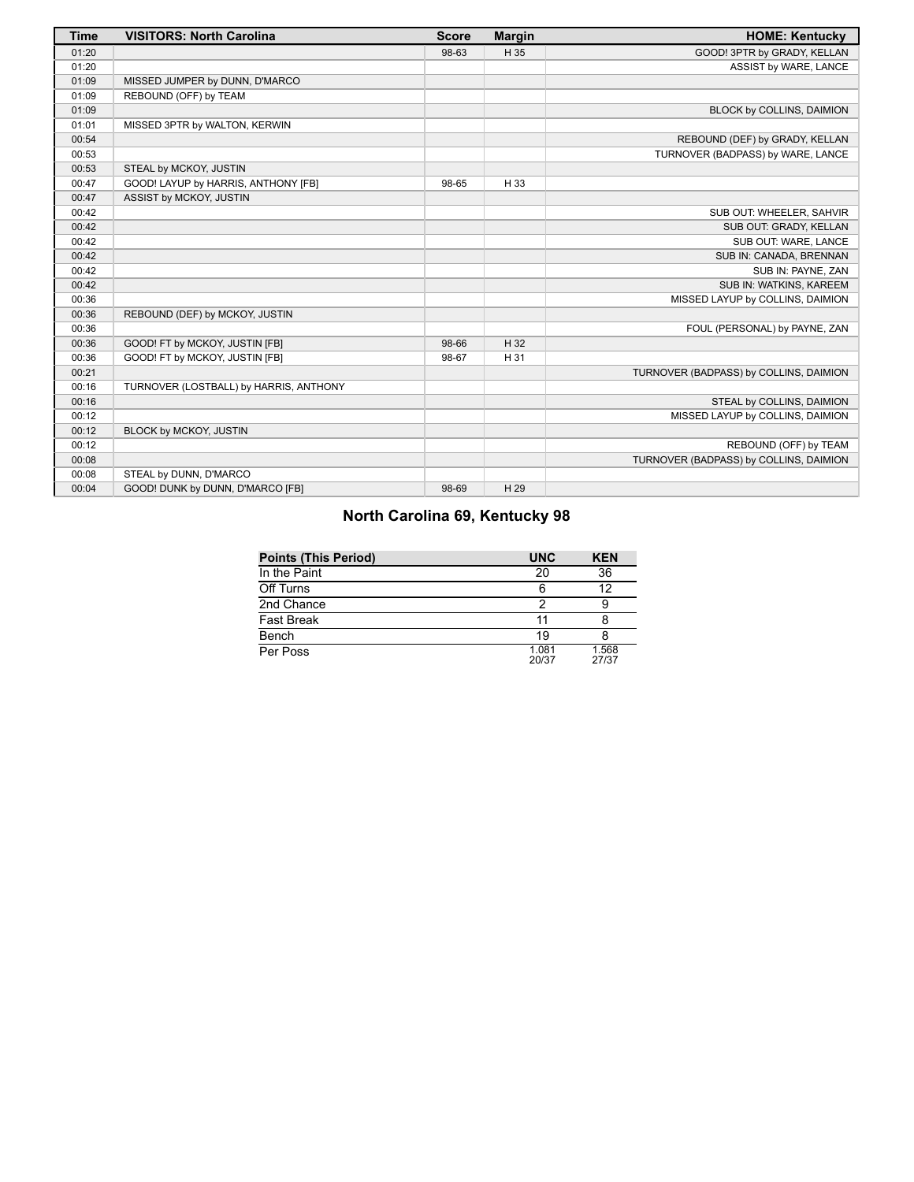| Time | VISITORS: North Carolina | Score | Margin | HOME: Kentucky |
| --- | --- | --- | --- | --- |
| 01:20 | | 98-63 | H 35 | GOOD! 3PTR by GRADY, KELLAN |
| 01:20 | | | | ASSIST by WARE, LANCE |
| 01:09 | MISSED JUMPER by DUNN, D'MARCO | | | |
| 01:09 | REBOUND (OFF) by TEAM | | | |
| 01:09 | | | | BLOCK by COLLINS, DAIMION |
| 01:01 | MISSED 3PTR by WALTON, KERWIN | | | |
| 00:54 | | | | REBOUND (DEF) by GRADY, KELLAN |
| 00:53 | | | | TURNOVER (BADPASS) by WARE, LANCE |
| 00:53 | STEAL by MCKOY, JUSTIN | | | |
| 00:47 | GOOD! LAYUP by HARRIS, ANTHONY [FB] | 98-65 | H 33 | |
| 00:47 | ASSIST by MCKOY, JUSTIN | | | |
| 00:42 | | | | SUB OUT: WHEELER, SAHVIR |
| 00:42 | | | | SUB OUT: GRADY, KELLAN |
| 00:42 | | | | SUB OUT: WARE, LANCE |
| 00:42 | | | | SUB IN: CANADA, BRENNAN |
| 00:42 | | | | SUB IN: PAYNE, ZAN |
| 00:42 | | | | SUB IN: WATKINS, KAREEM |
| 00:36 | | | | MISSED LAYUP by COLLINS, DAIMION |
| 00:36 | REBOUND (DEF) by MCKOY, JUSTIN | | | |
| 00:36 | | | | FOUL (PERSONAL) by PAYNE, ZAN |
| 00:36 | GOOD! FT by MCKOY, JUSTIN [FB] | 98-66 | H 32 | |
| 00:36 | GOOD! FT by MCKOY, JUSTIN [FB] | 98-67 | H 31 | |
| 00:21 | | | | TURNOVER (BADPASS) by COLLINS, DAIMION |
| 00:16 | TURNOVER (LOSTBALL) by HARRIS, ANTHONY | | | |
| 00:16 | | | | STEAL by COLLINS, DAIMION |
| 00:12 | | | | MISSED LAYUP by COLLINS, DAIMION |
| 00:12 | BLOCK by MCKOY, JUSTIN | | | |
| 00:12 | | | | REBOUND (OFF) by TEAM |
| 00:08 | | | | TURNOVER (BADPASS) by COLLINS, DAIMION |
| 00:08 | STEAL by DUNN, D'MARCO | | | |
| 00:04 | GOOD! DUNK by DUNN, D'MARCO [FB] | 98-69 | H 29 | |

## North Carolina 69, Kentucky 98

| Points (This Period) | UNC | KEN |
| --- | --- | --- |
| In the Paint | 20 | 36 |
| Off Turns | 6 | 12 |
| 2nd Chance | 2 | 9 |
| Fast Break | 11 | 8 |
| Bench | 19 | 8 |
| Per Poss | 1.081 20/37 | 1.568 27/37 |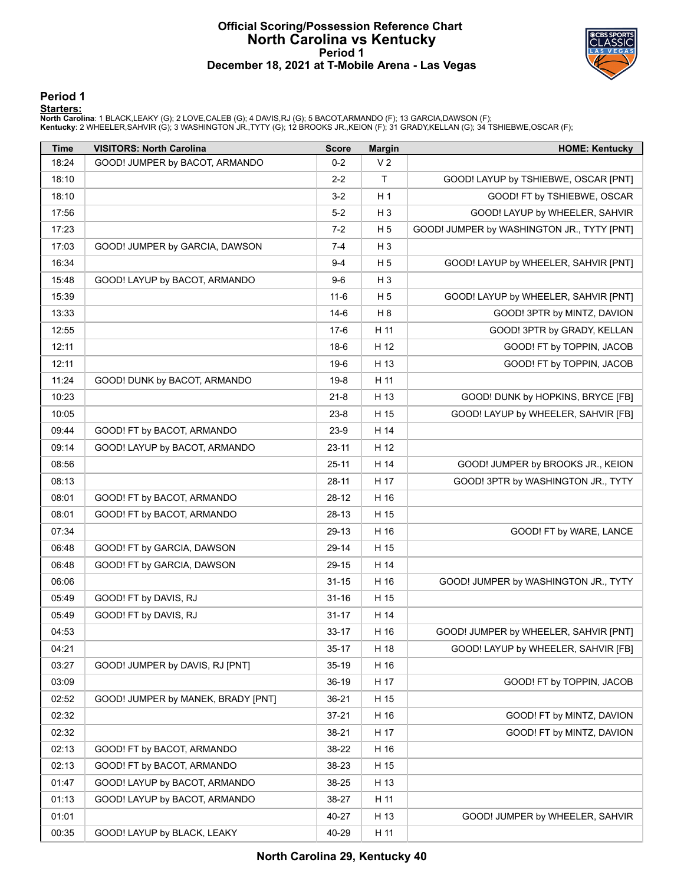# Official Scoring/Possession Reference Chart
# North Carolina vs Kentucky
## Period 1
## December 18, 2021 at T-Mobile Arena - Las Vegas

### Period 1

**Starters:**

**North Carolina**: 1 BLACK,LEAKY (G); 2 LOVE,CALEB (G); 4 DAVIS,RJ (G); 5 BACOT,ARMANDO (F); 13 GARCIA,DAWSON (F);
**Kentucky**: 2 WHEELER,SAHVIR (G); 3 WASHINGTON JR.,TYTY (G); 12 BROOKS JR.,KEION (F); 31 GRADY,KELLAN (G); 34 TSHIEBWE,OSCAR (F);

| Time | VISITORS: North Carolina | Score | Margin | HOME: Kentucky |
|---|---|---|---|---|
| 18:24 | GOOD! JUMPER by BACOT, ARMANDO | 0-2 | V 2 | |
| 18:10 | | 2-2 | T | GOOD! LAYUP by TSHIEBWE, OSCAR [PNT] |
| 18:10 | | 3-2 | H 1 | GOOD! FT by TSHIEBWE, OSCAR |
| 17:56 | | 5-2 | H 3 | GOOD! LAYUP by WHEELER, SAHVIR |
| 17:23 | | 7-2 | H 5 | GOOD! JUMPER by WASHINGTON JR., TYTY [PNT] |
| 17:03 | GOOD! JUMPER by GARCIA, DAWSON | 7-4 | H 3 | |
| 16:34 | | 9-4 | H 5 | GOOD! LAYUP by WHEELER, SAHVIR [PNT] |
| 15:48 | GOOD! LAYUP by BACOT, ARMANDO | 9-6 | H 3 | |
| 15:39 | | 11-6 | H 5 | GOOD! LAYUP by WHEELER, SAHVIR [PNT] |
| 13:33 | | 14-6 | H 8 | GOOD! 3PTR by MINTZ, DAVION |
| 12:55 | | 17-6 | H 11 | GOOD! 3PTR by GRADY, KELLAN |
| 12:11 | | 18-6 | H 12 | GOOD! FT by TOPPIN, JACOB |
| 12:11 | | 19-6 | H 13 | GOOD! FT by TOPPIN, JACOB |
| 11:24 | GOOD! DUNK by BACOT, ARMANDO | 19-8 | H 11 | |
| 10:23 | | 21-8 | H 13 | GOOD! DUNK by HOPKINS, BRYCE [FB] |
| 10:05 | | 23-8 | H 15 | GOOD! LAYUP by WHEELER, SAHVIR [FB] |
| 09:44 | GOOD! FT by BACOT, ARMANDO | 23-9 | H 14 | |
| 09:14 | GOOD! LAYUP by BACOT, ARMANDO | 23-11 | H 12 | |
| 08:56 | | 25-11 | H 14 | GOOD! JUMPER by BROOKS JR., KEION |
| 08:13 | | 28-11 | H 17 | GOOD! 3PTR by WASHINGTON JR., TYTY |
| 08:01 | GOOD! FT by BACOT, ARMANDO | 28-12 | H 16 | |
| 08:01 | GOOD! FT by BACOT, ARMANDO | 28-13 | H 15 | |
| 07:34 | | 29-13 | H 16 | GOOD! FT by WARE, LANCE |
| 06:48 | GOOD! FT by GARCIA, DAWSON | 29-14 | H 15 | |
| 06:48 | GOOD! FT by GARCIA, DAWSON | 29-15 | H 14 | |
| 06:06 | | 31-15 | H 16 | GOOD! JUMPER by WASHINGTON JR., TYTY |
| 05:49 | GOOD! FT by DAVIS, RJ | 31-16 | H 15 | |
| 05:49 | GOOD! FT by DAVIS, RJ | 31-17 | H 14 | |
| 04:53 | | 33-17 | H 16 | GOOD! JUMPER by WHEELER, SAHVIR [PNT] |
| 04:21 | | 35-17 | H 18 | GOOD! LAYUP by WHEELER, SAHVIR [FB] |
| 03:27 | GOOD! JUMPER by DAVIS, RJ [PNT] | 35-19 | H 16 | |
| 03:09 | | 36-19 | H 17 | GOOD! FT by TOPPIN, JACOB |
| 02:52 | GOOD! JUMPER by MANEK, BRADY [PNT] | 36-21 | H 15 | |
| 02:32 | | 37-21 | H 16 | GOOD! FT by MINTZ, DAVION |
| 02:32 | | 38-21 | H 17 | GOOD! FT by MINTZ, DAVION |
| 02:13 | GOOD! FT by BACOT, ARMANDO | 38-22 | H 16 | |
| 02:13 | GOOD! FT by BACOT, ARMANDO | 38-23 | H 15 | |
| 01:47 | GOOD! LAYUP by BACOT, ARMANDO | 38-25 | H 13 | |
| 01:13 | GOOD! LAYUP by BACOT, ARMANDO | 38-27 | H 11 | |
| 01:01 | | 40-27 | H 13 | GOOD! JUMPER by WHEELER, SAHVIR |
| 00:35 | GOOD! LAYUP by BLACK, LEAKY | 40-29 | H 11 | |

**North Carolina 29, Kentucky 40**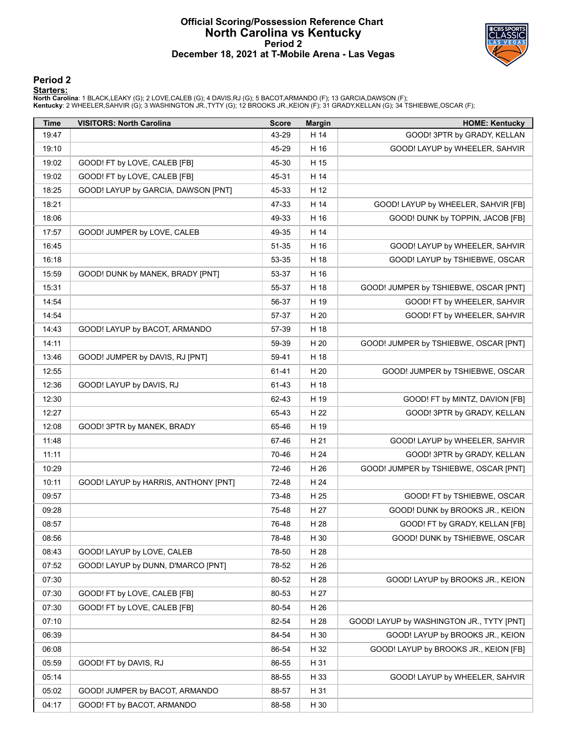# Official Scoring/Possession Reference Chart
# North Carolina vs Kentucky
## Period 2
## December 18, 2021 at T-Mobile Arena - Las Vegas

### Period 2

**Starters:**

**North Carolina**: 1 BLACK,LEAKY (G); 2 LOVE,CALEB (G); 4 DAVIS,RJ (G); 5 BACOT,ARMANDO (F); 13 GARCIA,DAWSON (F);
**Kentucky**: 2 WHEELER,SAHVIR (G); 3 WASHINGTON JR.,TYTY (G); 12 BROOKS JR.,KEION (F); 31 GRADY,KELLAN (G); 34 TSHIEBWE,OSCAR (F);

| Time | VISITORS: North Carolina | Score | Margin | HOME: Kentucky |
|---|---|---|---|---|
| 19:47 | | 43-29 | H 14 | GOOD! 3PTR by GRADY, KELLAN |
| 19:10 | | 45-29 | H 16 | GOOD! LAYUP by WHEELER, SAHVIR |
| 19:02 | GOOD! FT by LOVE, CALEB [FB] | 45-30 | H 15 | |
| 19:02 | GOOD! FT by LOVE, CALEB [FB] | 45-31 | H 14 | |
| 18:25 | GOOD! LAYUP by GARCIA, DAWSON [PNT] | 45-33 | H 12 | |
| 18:21 | | 47-33 | H 14 | GOOD! LAYUP by WHEELER, SAHVIR [FB] |
| 18:06 | | 49-33 | H 16 | GOOD! DUNK by TOPPIN, JACOB [FB] |
| 17:57 | GOOD! JUMPER by LOVE, CALEB | 49-35 | H 14 | |
| 16:45 | | 51-35 | H 16 | GOOD! LAYUP by WHEELER, SAHVIR |
| 16:18 | | 53-35 | H 18 | GOOD! LAYUP by TSHIEBWE, OSCAR |
| 15:59 | GOOD! DUNK by MANEK, BRADY [PNT] | 53-37 | H 16 | |
| 15:31 | | 55-37 | H 18 | GOOD! JUMPER by TSHIEBWE, OSCAR [PNT] |
| 14:54 | | 56-37 | H 19 | GOOD! FT by WHEELER, SAHVIR |
| 14:54 | | 57-37 | H 20 | GOOD! FT by WHEELER, SAHVIR |
| 14:43 | GOOD! LAYUP by BACOT, ARMANDO | 57-39 | H 18 | |
| 14:11 | | 59-39 | H 20 | GOOD! JUMPER by TSHIEBWE, OSCAR [PNT] |
| 13:46 | GOOD! JUMPER by DAVIS, RJ [PNT] | 59-41 | H 18 | |
| 12:55 | | 61-41 | H 20 | GOOD! JUMPER by TSHIEBWE, OSCAR |
| 12:36 | GOOD! LAYUP by DAVIS, RJ | 61-43 | H 18 | |
| 12:30 | | 62-43 | H 19 | GOOD! FT by MINTZ, DAVION [FB] |
| 12:27 | | 65-43 | H 22 | GOOD! 3PTR by GRADY, KELLAN |
| 12:08 | GOOD! 3PTR by MANEK, BRADY | 65-46 | H 19 | |
| 11:48 | | 67-46 | H 21 | GOOD! LAYUP by WHEELER, SAHVIR |
| 11:11 | | 70-46 | H 24 | GOOD! 3PTR by GRADY, KELLAN |
| 10:29 | | 72-46 | H 26 | GOOD! JUMPER by TSHIEBWE, OSCAR [PNT] |
| 10:11 | GOOD! LAYUP by HARRIS, ANTHONY [PNT] | 72-48 | H 24 | |
| 09:57 | | 73-48 | H 25 | GOOD! FT by TSHIEBWE, OSCAR |
| 09:28 | | 75-48 | H 27 | GOOD! DUNK by BROOKS JR., KEION |
| 08:57 | | 76-48 | H 28 | GOOD! FT by GRADY, KELLAN [FB] |
| 08:56 | | 78-48 | H 30 | GOOD! DUNK by TSHIEBWE, OSCAR |
| 08:43 | GOOD! LAYUP by LOVE, CALEB | 78-50 | H 28 | |
| 07:52 | GOOD! LAYUP by DUNN, D'MARCO [PNT] | 78-52 | H 26 | |
| 07:30 | | 80-52 | H 28 | GOOD! LAYUP by BROOKS JR., KEION |
| 07:30 | GOOD! FT by LOVE, CALEB [FB] | 80-53 | H 27 | |
| 07:30 | GOOD! FT by LOVE, CALEB [FB] | 80-54 | H 26 | |
| 07:10 | | 82-54 | H 28 | GOOD! LAYUP by WASHINGTON JR., TYTY [PNT] |
| 06:39 | | 84-54 | H 30 | GOOD! LAYUP by BROOKS JR., KEION |
| 06:08 | | 86-54 | H 32 | GOOD! LAYUP by BROOKS JR., KEION [FB] |
| 05:59 | GOOD! FT by DAVIS, RJ | 86-55 | H 31 | |
| 05:14 | | 88-55 | H 33 | GOOD! LAYUP by WHEELER, SAHVIR |
| 05:02 | GOOD! JUMPER by BACOT, ARMANDO | 88-57 | H 31 | |
| 04:17 | GOOD! FT by BACOT, ARMANDO | 88-58 | H 30 | |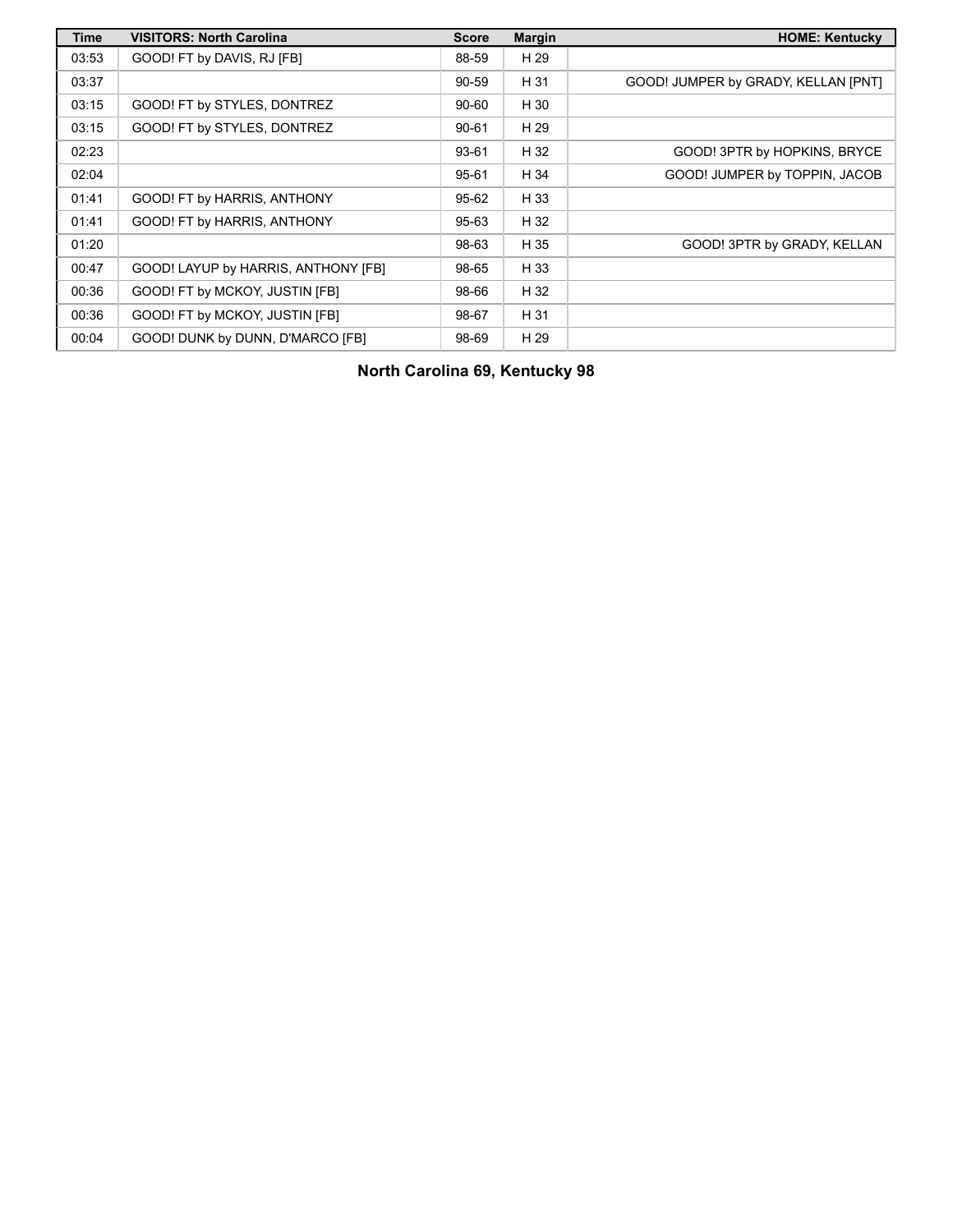| Time | VISITORS: North Carolina | Score | Margin | HOME: Kentucky |
| --- | --- | --- | --- | --- |
| 03:53 | GOOD! FT by DAVIS, RJ [FB] | 88-59 | H 29 | |
| 03:37 | | 90-59 | H 31 | GOOD! JUMPER by GRADY, KELLAN [PNT] |
| 03:15 | GOOD! FT by STYLES, DONTREZ | 90-60 | H 30 | |
| 03:15 | GOOD! FT by STYLES, DONTREZ | 90-61 | H 29 | |
| 02:23 | | 93-61 | H 32 | GOOD! 3PTR by HOPKINS, BRYCE |
| 02:04 | | 95-61 | H 34 | GOOD! JUMPER by TOPPIN, JACOB |
| 01:41 | GOOD! FT by HARRIS, ANTHONY | 95-62 | H 33 | |
| 01:41 | GOOD! FT by HARRIS, ANTHONY | 95-63 | H 32 | |
| 01:20 | | 98-63 | H 35 | GOOD! 3PTR by GRADY, KELLAN |
| 00:47 | GOOD! LAYUP by HARRIS, ANTHONY [FB] | 98-65 | H 33 | |
| 00:36 | GOOD! FT by MCKOY, JUSTIN [FB] | 98-66 | H 32 | |
| 00:36 | GOOD! FT by MCKOY, JUSTIN [FB] | 98-67 | H 31 | |
| 00:04 | GOOD! DUNK by DUNN, D'MARCO [FB] | 98-69 | H 29 | |

**North Carolina 69, Kentucky 98**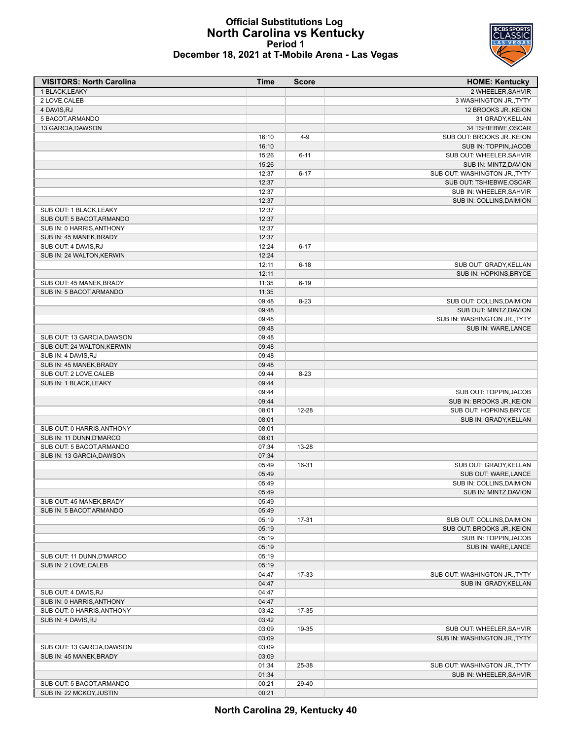# Official Substitutions Log
## North Carolina vs Kentucky
### Period 1
### December 18, 2021 at T-Mobile Arena - Las Vegas

| VISITORS: North Carolina | Time | Score | HOME: Kentucky |
|---|---|---|---|
| 1 BLACK,LEAKY | | | 2 WHEELER,SAHVIR |
| 2 LOVE,CALEB | | | 3 WASHINGTON JR.,TYTY |
| 4 DAVIS,RJ | | | 12 BROOKS JR.,KEION |
| 5 BACOT,ARMANDO | | | 31 GRADY,KELLAN |
| 13 GARCIA,DAWSON | | | 34 TSHIEBWE,OSCAR |
| | 16:10 | 4-9 | SUB OUT: BROOKS JR.,KEION |
| | 16:10 | | SUB IN: TOPPIN,JACOB |
| | 15:26 | 6-11 | SUB OUT: WHEELER,SAHVIR |
| | 15:26 | | SUB IN: MINTZ,DAVION |
| | 12:37 | 6-17 | SUB OUT: WASHINGTON JR.,TYTY |
| | 12:37 | | SUB OUT: TSHIEBWE,OSCAR |
| | 12:37 | | SUB IN: WHEELER,SAHVIR |
| | 12:37 | | SUB IN: COLLINS,DAIMION |
| SUB OUT: 1 BLACK,LEAKY | 12:37 | | |
| SUB OUT: 5 BACOT,ARMANDO | 12:37 | | |
| SUB IN: 0 HARRIS,ANTHONY | 12:37 | | |
| SUB IN: 45 MANEK,BRADY | 12:37 | | |
| SUB OUT: 4 DAVIS,RJ | 12:24 | 6-17 | |
| SUB IN: 24 WALTON,KERWIN | 12:24 | | |
| | 12:11 | 6-18 | SUB OUT: GRADY,KELLAN |
| | 12:11 | | SUB IN: HOPKINS,BRYCE |
| SUB OUT: 45 MANEK,BRADY | 11:35 | 6-19 | |
| SUB IN: 5 BACOT,ARMANDO | 11:35 | | |
| | 09:48 | 8-23 | SUB OUT: COLLINS,DAIMION |
| | 09:48 | | SUB OUT: MINTZ,DAVION |
| | 09:48 | | SUB IN: WASHINGTON JR.,TYTY |
| | 09:48 | | SUB IN: WARE,LANCE |
| SUB OUT: 13 GARCIA,DAWSON | 09:48 | | |
| SUB OUT: 24 WALTON,KERWIN | 09:48 | | |
| SUB IN: 4 DAVIS,RJ | 09:48 | | |
| SUB IN: 45 MANEK,BRADY | 09:48 | | |
| SUB OUT: 2 LOVE,CALEB | 09:44 | 8-23 | |
| SUB IN: 1 BLACK,LEAKY | 09:44 | | |
| | 09:44 | | SUB OUT: TOPPIN,JACOB |
| | 09:44 | | SUB IN: BROOKS JR.,KEION |
| | 08:01 | 12-28 | SUB OUT: HOPKINS,BRYCE |
| | 08:01 | | SUB IN: GRADY,KELLAN |
| SUB OUT: 0 HARRIS,ANTHONY | 08:01 | | |
| SUB IN: 11 DUNN,D'MARCO | 08:01 | | |
| SUB OUT: 5 BACOT,ARMANDO | 07:34 | 13-28 | |
| SUB IN: 13 GARCIA,DAWSON | 07:34 | | |
| | 05:49 | 16-31 | SUB OUT: GRADY,KELLAN |
| | 05:49 | | SUB OUT: WARE,LANCE |
| | 05:49 | | SUB IN: COLLINS,DAIMION |
| | 05:49 | | SUB IN: MINTZ,DAVION |
| SUB OUT: 45 MANEK,BRADY | 05:49 | | |
| SUB IN: 5 BACOT,ARMANDO | 05:49 | | |
| | 05:19 | 17-31 | SUB OUT: COLLINS,DAIMION |
| | 05:19 | | SUB OUT: BROOKS JR.,KEION |
| | 05:19 | | SUB IN: TOPPIN,JACOB |
| | 05:19 | | SUB IN: WARE,LANCE |
| SUB OUT: 11 DUNN,D'MARCO | 05:19 | | |
| SUB IN: 2 LOVE,CALEB | 05:19 | | |
| | 04:47 | 17-33 | SUB OUT: WASHINGTON JR.,TYTY |
| | 04:47 | | SUB IN: GRADY,KELLAN |
| SUB OUT: 4 DAVIS,RJ | 04:47 | | |
| SUB IN: 0 HARRIS,ANTHONY | 04:47 | | |
| SUB OUT: 0 HARRIS,ANTHONY | 03:42 | 17-35 | |
| SUB IN: 4 DAVIS,RJ | 03:42 | | |
| | 03:09 | 19-35 | SUB OUT: WHEELER,SAHVIR |
| | 03:09 | | SUB IN: WASHINGTON JR.,TYTY |
| SUB OUT: 13 GARCIA,DAWSON | 03:09 | | |
| SUB IN: 45 MANEK,BRADY | 03:09 | | |
| | 01:34 | 25-38 | SUB OUT: WASHINGTON JR.,TYTY |
| | 01:34 | | SUB IN: WHEELER,SAHVIR |
| SUB OUT: 5 BACOT,ARMANDO | 00:21 | 29-40 | |
| SUB IN: 22 MCKOY,JUSTIN | 00:21 | | |

**North Carolina 29, Kentucky 40**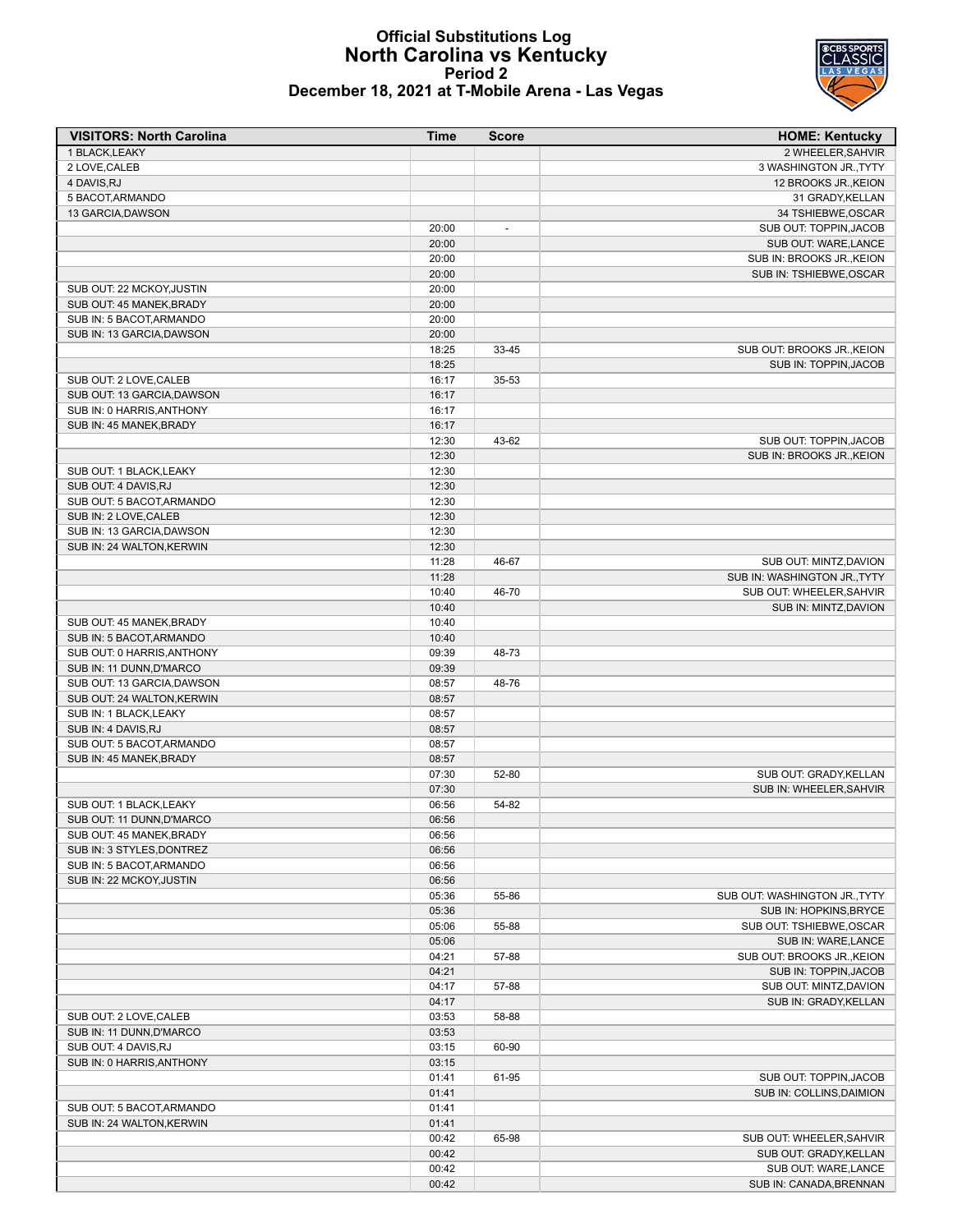# Official Substitutions Log
## North Carolina vs Kentucky
### Period 2
### December 18, 2021 at T-Mobile Arena - Las Vegas

| VISITORS: North Carolina | Time | Score | HOME: Kentucky |
|---|---|---|---|
| 1 BLACK,LEAKY | | | 2 WHEELER,SAHVIR |
| 2 LOVE,CALEB | | | 3 WASHINGTON JR.,TYTY |
| 4 DAVIS,RJ | | | 12 BROOKS JR.,KEION |
| 5 BACOT,ARMANDO | | | 31 GRADY,KELLAN |
| 13 GARCIA,DAWSON | | | 34 TSHIEBWE,OSCAR |
| | 20:00 | - | SUB OUT: TOPPIN,JACOB |
| | 20:00 | | SUB OUT: WARE,LANCE |
| | 20:00 | | SUB IN: BROOKS JR.,KEION |
| | 20:00 | | SUB IN: TSHIEBWE,OSCAR |
| SUB OUT: 22 MCKOY,JUSTIN | 20:00 | | |
| SUB OUT: 45 MANEK,BRADY | 20:00 | | |
| SUB IN: 5 BACOT,ARMANDO | 20:00 | | |
| SUB IN: 13 GARCIA,DAWSON | 20:00 | | |
| | 18:25 | 33-45 | SUB OUT: BROOKS JR.,KEION |
| | 18:25 | | SUB IN: TOPPIN,JACOB |
| SUB OUT: 2 LOVE,CALEB | 16:17 | 35-53 | |
| SUB OUT: 13 GARCIA,DAWSON | 16:17 | | |
| SUB IN: 0 HARRIS,ANTHONY | 16:17 | | |
| SUB IN: 45 MANEK,BRADY | 16:17 | | |
| | 12:30 | 43-62 | SUB OUT: TOPPIN,JACOB |
| | 12:30 | | SUB IN: BROOKS JR.,KEION |
| SUB OUT: 1 BLACK,LEAKY | 12:30 | | |
| SUB OUT: 4 DAVIS,RJ | 12:30 | | |
| SUB OUT: 5 BACOT,ARMANDO | 12:30 | | |
| SUB IN: 2 LOVE,CALEB | 12:30 | | |
| SUB IN: 13 GARCIA,DAWSON | 12:30 | | |
| SUB IN: 24 WALTON,KERWIN | 12:30 | | |
| | 11:28 | 46-67 | SUB OUT: MINTZ,DAVION |
| | 11:28 | | SUB IN: WASHINGTON JR.,TYTY |
| | 10:40 | 46-70 | SUB OUT: WHEELER,SAHVIR |
| | 10:40 | | SUB IN: MINTZ,DAVION |
| SUB OUT: 45 MANEK,BRADY | 10:40 | | |
| SUB IN: 5 BACOT,ARMANDO | 10:40 | | |
| SUB OUT: 0 HARRIS,ANTHONY | 09:39 | 48-73 | |
| SUB IN: 11 DUNN,D'MARCO | 09:39 | | |
| SUB OUT: 13 GARCIA,DAWSON | 08:57 | 48-76 | |
| SUB OUT: 24 WALTON,KERWIN | 08:57 | | |
| SUB IN: 1 BLACK,LEAKY | 08:57 | | |
| SUB IN: 4 DAVIS,RJ | 08:57 | | |
| SUB OUT: 5 BACOT,ARMANDO | 08:57 | | |
| SUB IN: 45 MANEK,BRADY | 08:57 | | |
| | 07:30 | 52-80 | SUB OUT: GRADY,KELLAN |
| | 07:30 | | SUB IN: WHEELER,SAHVIR |
| SUB OUT: 1 BLACK,LEAKY | 06:56 | 54-82 | |
| SUB OUT: 11 DUNN,D'MARCO | 06:56 | | |
| SUB OUT: 45 MANEK,BRADY | 06:56 | | |
| SUB IN: 3 STYLES,DONTREZ | 06:56 | | |
| SUB IN: 5 BACOT,ARMANDO | 06:56 | | |
| SUB IN: 22 MCKOY,JUSTIN | 06:56 | | |
| | 05:36 | 55-86 | SUB OUT: WASHINGTON JR.,TYTY |
| | 05:36 | | SUB IN: HOPKINS,BRYCE |
| | 05:06 | 55-88 | SUB OUT: TSHIEBWE,OSCAR |
| | 05:06 | | SUB IN: WARE,LANCE |
| | 04:21 | 57-88 | SUB OUT: BROOKS JR.,KEION |
| | 04:21 | | SUB IN: TOPPIN,JACOB |
| | 04:17 | 57-88 | SUB OUT: MINTZ,DAVION |
| | 04:17 | | SUB IN: GRADY,KELLAN |
| SUB OUT: 2 LOVE,CALEB | 03:53 | 58-88 | |
| SUB IN: 11 DUNN,D'MARCO | 03:53 | | |
| SUB OUT: 4 DAVIS,RJ | 03:15 | 60-90 | |
| SUB IN: 0 HARRIS,ANTHONY | 03:15 | | |
| | 01:41 | 61-95 | SUB OUT: TOPPIN,JACOB |
| | 01:41 | | SUB IN: COLLINS,DAIMION |
| SUB OUT: 5 BACOT,ARMANDO | 01:41 | | |
| SUB IN: 24 WALTON,KERWIN | 01:41 | | |
| | 00:42 | 65-98 | SUB OUT: WHEELER,SAHVIR |
| | 00:42 | | SUB OUT: GRADY,KELLAN |
| | 00:42 | | SUB OUT: WARE,LANCE |
| | 00:42 | | SUB IN: CANADA,BRENNAN |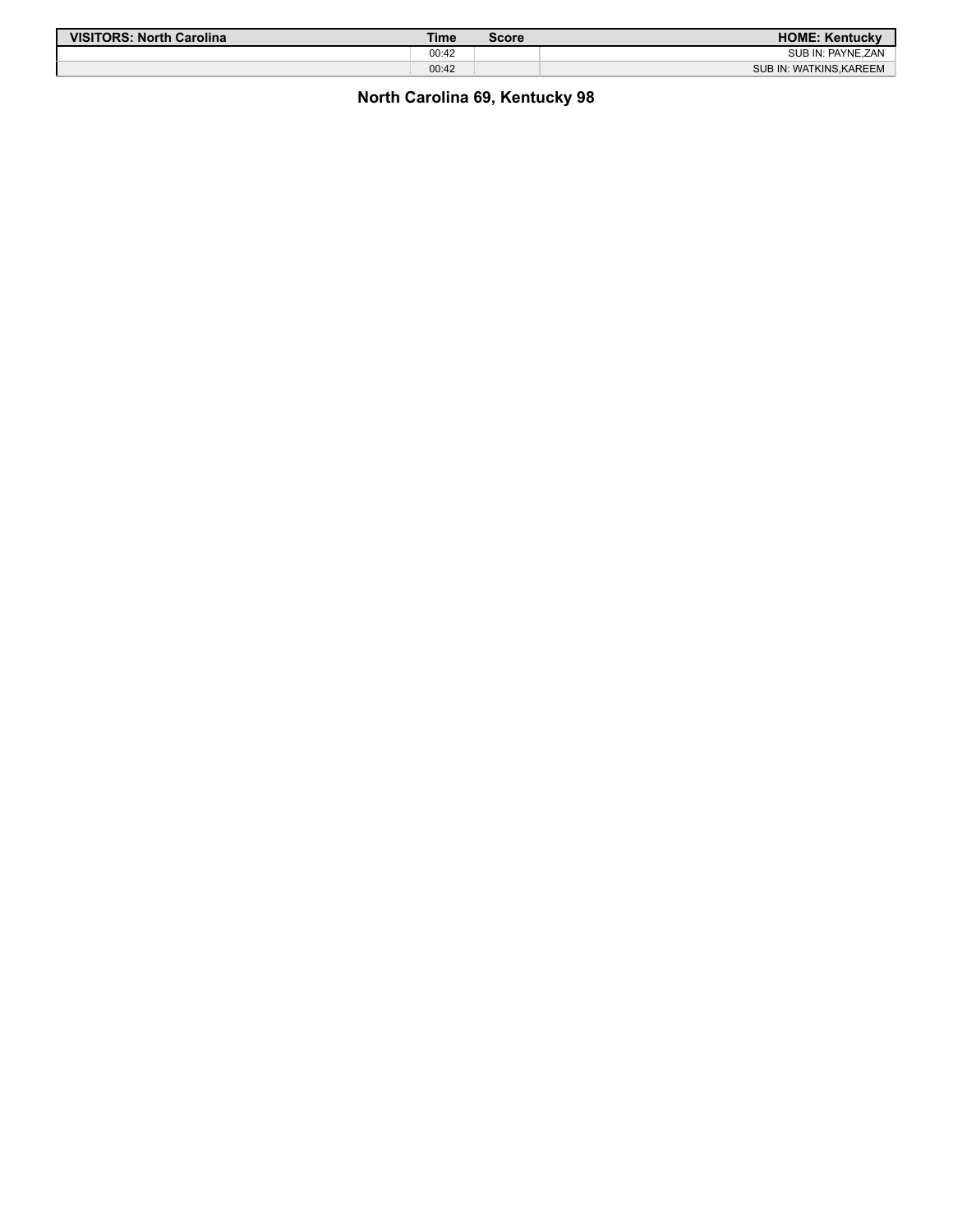| VISITORS: North Carolina | Time | Score | HOME: Kentucky |
| --- | --- | --- | --- |
| | 00:42 | | SUB IN: PAYNE,ZAN |
| | 00:42 | | SUB IN: WATKINS,KAREEM |

**North Carolina 69, Kentucky 98**